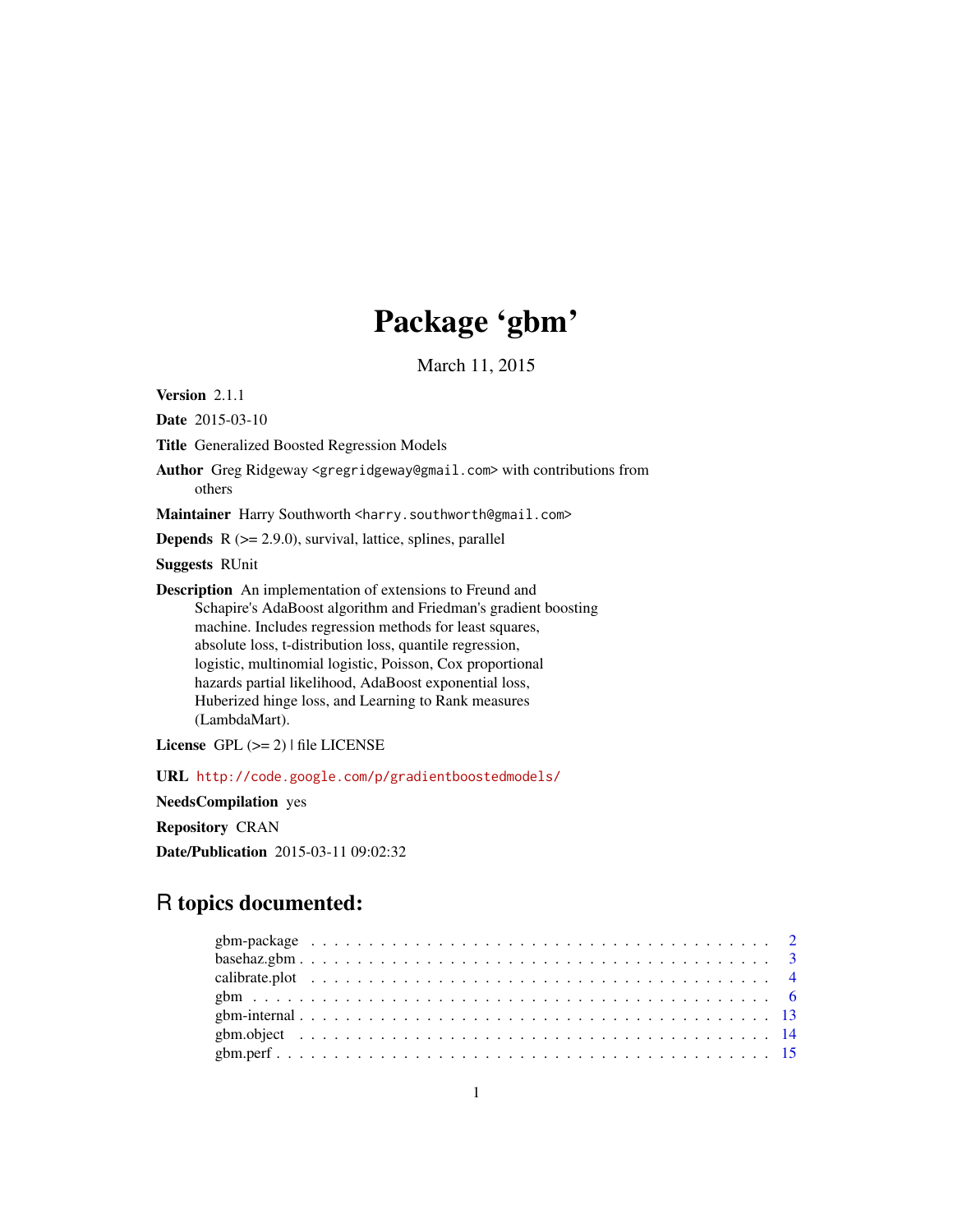# Package 'gbm'

March 11, 2015

**Version** 2.1.1

**Date** 2015-03-10

**Title** Generalized Boosted Regression Models

**Author** Greg Ridgeway <gregridgeway@gmail.com> with contributions from others

**Maintainer** Harry Southworth <harry.southworth@gmail.com>

**Depends** R (>= 2.9.0), survival, lattice, splines, parallel

**Suggests** RUnit

**Description** An implementation of extensions to Freund and Schapire's AdaBoost algorithm and Friedman's gradient boosting machine. Includes regression methods for least squares, absolute loss, t-distribution loss, quantile regression, logistic, multinomial logistic, Poisson, Cox proportional hazards partial likelihood, AdaBoost exponential loss, Huberized hinge loss, and Learning to Rank measures (LambdaMart).

**License** GPL (>= 2) | file LICENSE

**URL** http://code.google.com/p/gradientboostedmodels/

**NeedsCompilation** yes

**Repository** CRAN

**Date/Publication** 2015-03-11 09:02:32

## R topics documented:

gbm-package . . . . . . . . . . . . . . . . . . . . . . . . . . . . . . . . . . . . . . . 2
basehaz.gbm . . . . . . . . . . . . . . . . . . . . . . . . . . . . . . . . . . . . . . . 3
calibrate.plot . . . . . . . . . . . . . . . . . . . . . . . . . . . . . . . . . . . . . . . 4
gbm . . . . . . . . . . . . . . . . . . . . . . . . . . . . . . . . . . . . . . . . . . . . 6
gbm-internal . . . . . . . . . . . . . . . . . . . . . . . . . . . . . . . . . . . . . . . 13
gbm.object . . . . . . . . . . . . . . . . . . . . . . . . . . . . . . . . . . . . . . . . 14
gbm.perf . . . . . . . . . . . . . . . . . . . . . . . . . . . . . . . . . . . . . . . . . 15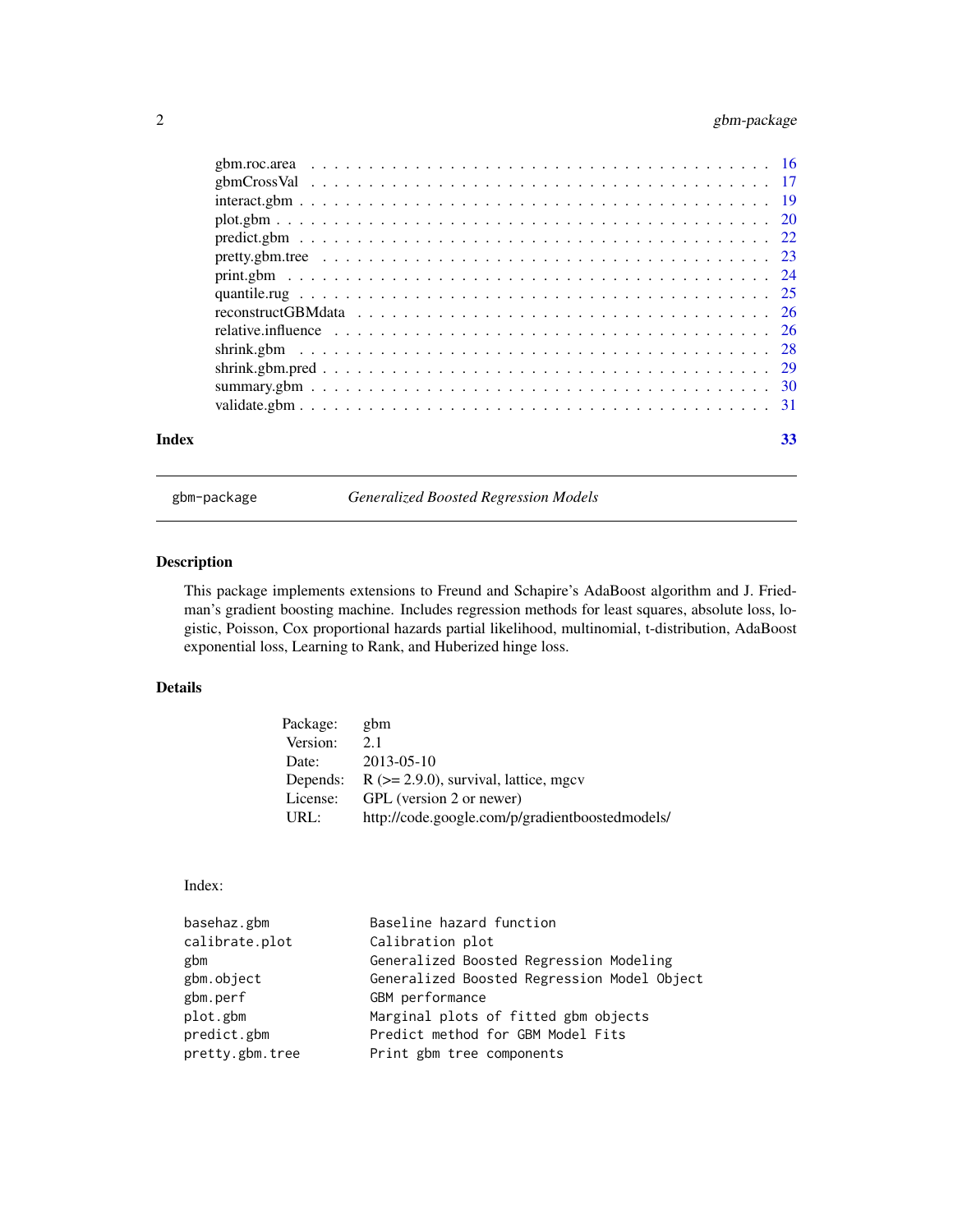| | |
|---|---|
| gbm.roc.area | 16 |
| gbmCrossVal | 17 |
| interact.gbm | 19 |
| plot.gbm | 20 |
| predict.gbm | 22 |
| pretty.gbm.tree | 23 |
| print.gbm | 24 |
| quantile.rug | 25 |
| reconstructGBMdata | 26 |
| relative.influence | 26 |
| shrink.gbm | 28 |
| shrink.gbm.pred | 29 |
| summary.gbm | 30 |
| validate.gbm | 31 |

**Index** 33

---

`gbm-package` *Generalized Boosted Regression Models*

---

## Description

This package implements extensions to Freund and Schapire's AdaBoost algorithm and J. Friedman's gradient boosting machine. Includes regression methods for least squares, absolute loss, logistic, Poisson, Cox proportional hazards partial likelihood, multinomial, t-distribution, AdaBoost exponential loss, Learning to Rank, and Huberized hinge loss.

## Details

| | |
|---|---|
| Package: | gbm |
| Version: | 2.1 |
| Date: | 2013-05-10 |
| Depends: | R (>= 2.9.0), survival, lattice, mgcv |
| License: | GPL (version 2 or newer) |
| URL: | http://code.google.com/p/gradientboostedmodels/ |

Index:

```
basehaz.gbm             Baseline hazard function
calibrate.plot          Calibration plot
gbm                     Generalized Boosted Regression Modeling
gbm.object              Generalized Boosted Regression Model Object
gbm.perf                GBM performance
plot.gbm                Marginal plots of fitted gbm objects
predict.gbm             Predict method for GBM Model Fits
pretty.gbm.tree         Print gbm tree components
```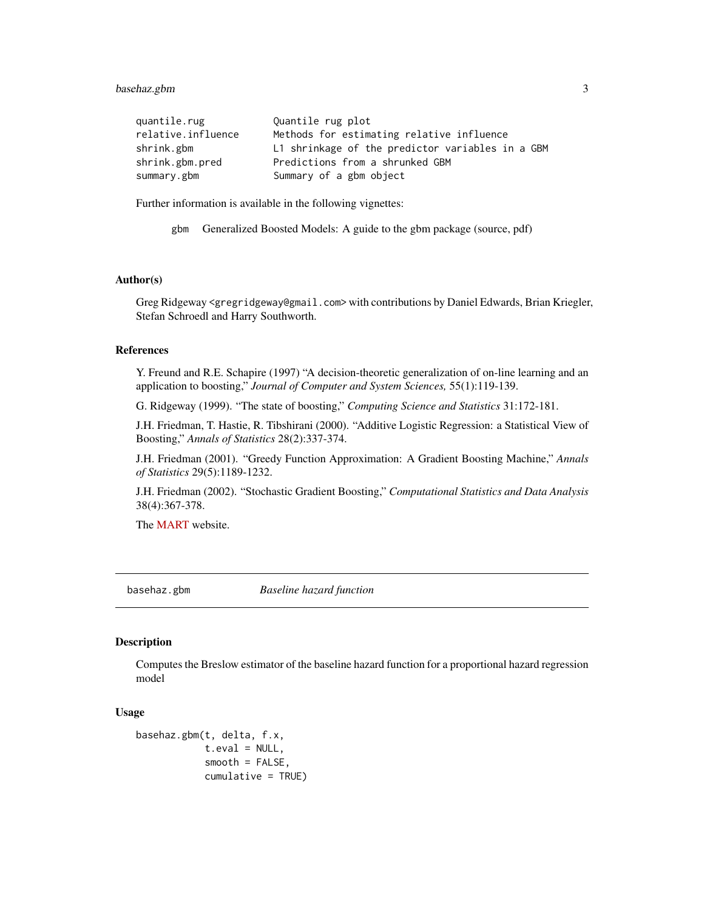| | |
|---|---|
| quantile.rug | Quantile rug plot |
| relative.influence | Methods for estimating relative influence |
| shrink.gbm | L1 shrinkage of the predictor variables in a GBM |
| shrink.gbm.pred | Predictions from a shrunked GBM |
| summary.gbm | Summary of a gbm object |

Further information is available in the following vignettes:

`gbm` Generalized Boosted Models: A guide to the gbm package (source, pdf)

### Author(s)

Greg Ridgeway <gregridgeway@gmail.com> with contributions by Daniel Edwards, Brian Kriegler, Stefan Schroedl and Harry Southworth.

### References

Y. Freund and R.E. Schapire (1997) "A decision-theoretic generalization of on-line learning and an application to boosting," *Journal of Computer and System Sciences,* 55(1):119-139.

G. Ridgeway (1999). "The state of boosting," *Computing Science and Statistics* 31:172-181.

J.H. Friedman, T. Hastie, R. Tibshirani (2000). "Additive Logistic Regression: a Statistical View of Boosting," *Annals of Statistics* 28(2):337-374.

J.H. Friedman (2001). "Greedy Function Approximation: A Gradient Boosting Machine," *Annals of Statistics* 29(5):1189-1232.

J.H. Friedman (2002). "Stochastic Gradient Boosting," *Computational Statistics and Data Analysis* 38(4):367-378.

The MART website.

---

## basehaz.gbm — *Baseline hazard function*

### Description

Computes the Breslow estimator of the baseline hazard function for a proportional hazard regression model

### Usage

```
basehaz.gbm(t, delta, f.x,
            t.eval = NULL,
            smooth = FALSE,
            cumulative = TRUE)
```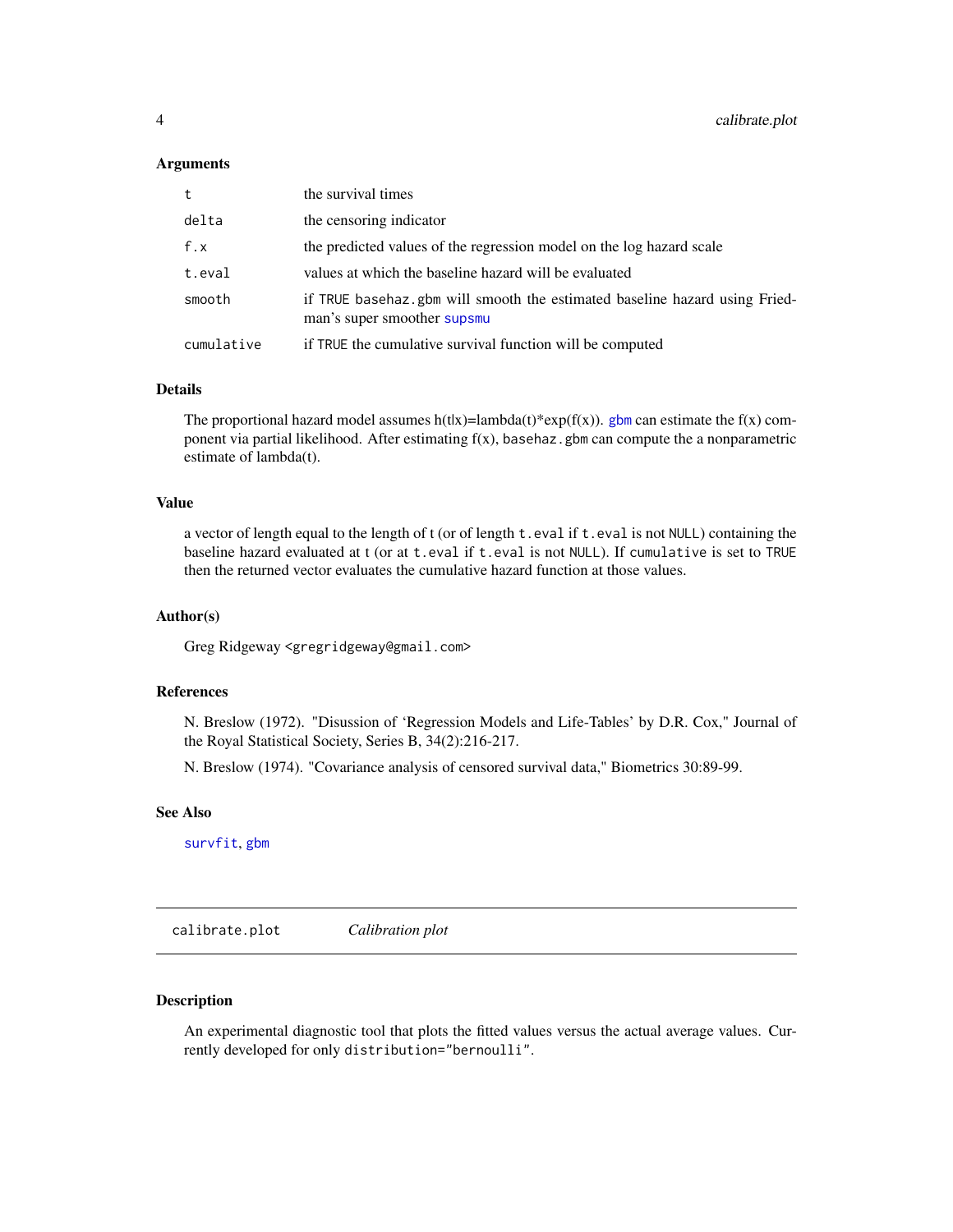### Arguments

| | |
|---|---|
| `t` | the survival times |
| `delta` | the censoring indicator |
| `f.x` | the predicted values of the regression model on the log hazard scale |
| `t.eval` | values at which the baseline hazard will be evaluated |
| `smooth` | if `TRUE` `basehaz.gbm` will smooth the estimated baseline hazard using Friedman's super smoother `supsmu` |
| `cumulative` | if `TRUE` the cumulative survival function will be computed |

### Details

The proportional hazard model assumes h(t|x)=lambda(t)*exp(f(x)). `gbm` can estimate the f(x) component via partial likelihood. After estimating f(x), `basehaz.gbm` can compute the a nonparametric estimate of lambda(t).

### Value

a vector of length equal to the length of t (or of length `t.eval` if `t.eval` is not `NULL`) containing the baseline hazard evaluated at t (or at `t.eval` if `t.eval` is not `NULL`). If `cumulative` is set to `TRUE` then the returned vector evaluates the cumulative hazard function at those values.

### Author(s)

Greg Ridgeway <`gregridgeway@gmail.com`>

### References

N. Breslow (1972). "Disussion of 'Regression Models and Life-Tables' by D.R. Cox," Journal of the Royal Statistical Society, Series B, 34(2):216-217.

N. Breslow (1974). "Covariance analysis of censored survival data," Biometrics 30:89-99.

### See Also

`survfit`, `gbm`

---

## `calibrate.plot` *Calibration plot*

---

### Description

An experimental diagnostic tool that plots the fitted values versus the actual average values. Currently developed for only `distribution="bernoulli"`.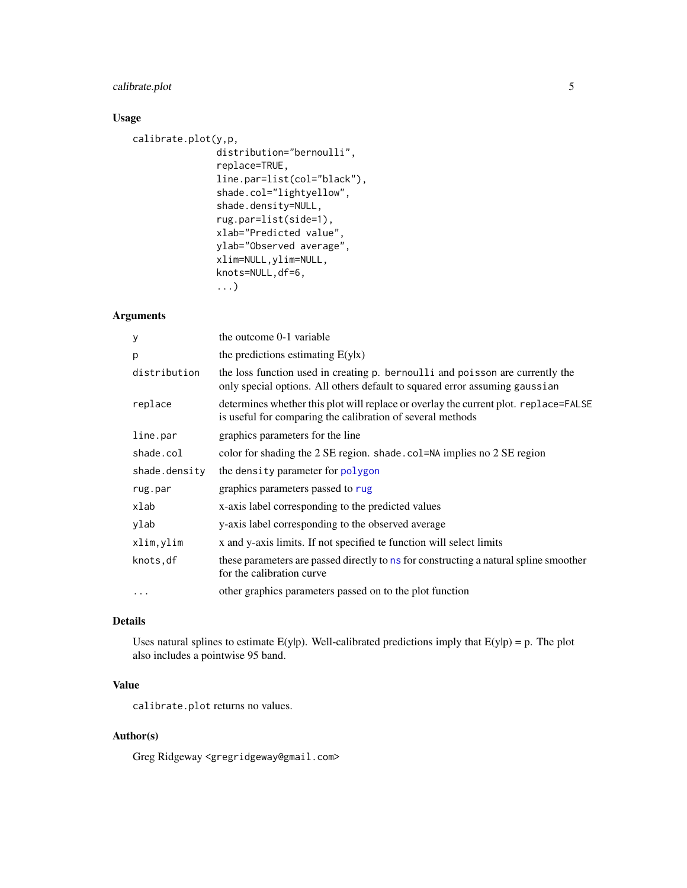## Usage

```
calibrate.plot(y,p,
               distribution="bernoulli",
               replace=TRUE,
               line.par=list(col="black"),
               shade.col="lightyellow",
               shade.density=NULL,
               rug.par=list(side=1),
               xlab="Predicted value",
               ylab="Observed average",
               xlim=NULL,ylim=NULL,
               knots=NULL,df=6,
               ...)
```

## Arguments

| | |
|---|---|
| `y` | the outcome 0-1 variable |
| `p` | the predictions estimating E(y\|x) |
| `distribution` | the loss function used in creating `p`. `bernoulli` and `poisson` are currently the only special options. All others default to squared error assuming `gaussian` |
| `replace` | determines whether this plot will replace or overlay the current plot. `replace=FALSE` is useful for comparing the calibration of several methods |
| `line.par` | graphics parameters for the line |
| `shade.col` | color for shading the 2 SE region. `shade.col=NA` implies no 2 SE region |
| `shade.density` | the `density` parameter for `polygon` |
| `rug.par` | graphics parameters passed to `rug` |
| `xlab` | x-axis label corresponding to the predicted values |
| `ylab` | y-axis label corresponding to the observed average |
| `xlim,ylim` | x and y-axis limits. If not specified te function will select limits |
| `knots,df` | these parameters are passed directly to `ns` for constructing a natural spline smoother for the calibration curve |
| `...` | other graphics parameters passed on to the plot function |

## Details

Uses natural splines to estimate E(y|p). Well-calibrated predictions imply that E(y|p) = p. The plot also includes a pointwise 95 band.

## Value

`calibrate.plot` returns no values.

## Author(s)

Greg Ridgeway <gregridgeway@gmail.com>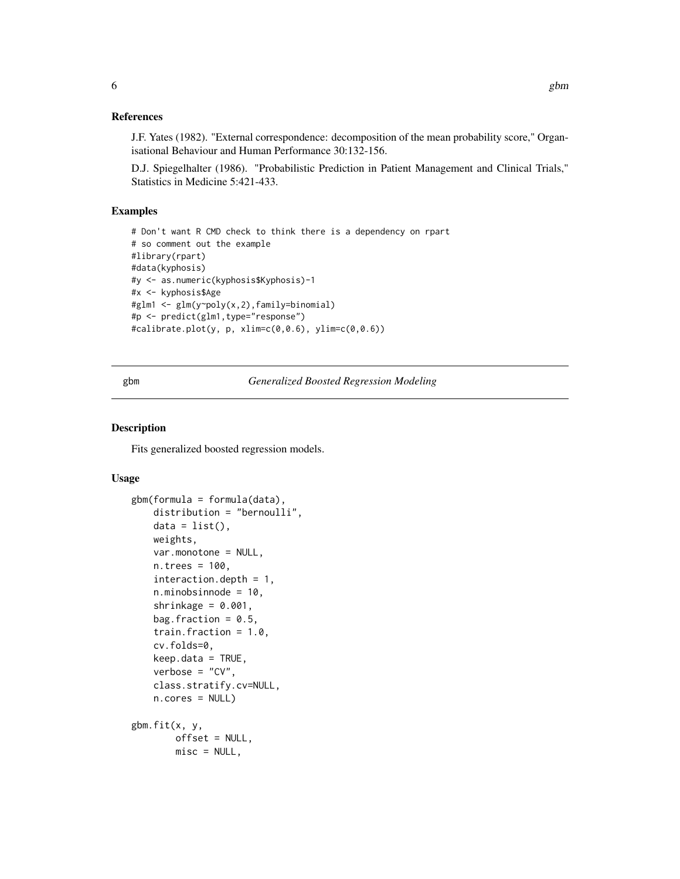### References

J.F. Yates (1982). "External correspondence: decomposition of the mean probability score," Organisational Behaviour and Human Performance 30:132-156.

D.J. Spiegelhalter (1986). "Probabilistic Prediction in Patient Management and Clinical Trials," Statistics in Medicine 5:421-433.

### Examples

```
# Don't want R CMD check to think there is a dependency on rpart
# so comment out the example
#library(rpart)
#data(kyphosis)
#y <- as.numeric(kyphosis$Kyphosis)-1
#x <- kyphosis$Age
#glm1 <- glm(y~poly(x,2),family=binomial)
#p <- predict(glm1,type="response")
#calibrate.plot(y, p, xlim=c(0,0.6), ylim=c(0,0.6))
```

---

## gbm — *Generalized Boosted Regression Modeling*

### Description

Fits generalized boosted regression models.

### Usage

```
gbm(formula = formula(data),
    distribution = "bernoulli",
    data = list(),
    weights,
    var.monotone = NULL,
    n.trees = 100,
    interaction.depth = 1,
    n.minobsinnode = 10,
    shrinkage = 0.001,
    bag.fraction = 0.5,
    train.fraction = 1.0,
    cv.folds=0,
    keep.data = TRUE,
    verbose = "CV",
    class.stratify.cv=NULL,
    n.cores = NULL)

gbm.fit(x, y,
        offset = NULL,
        misc = NULL,
```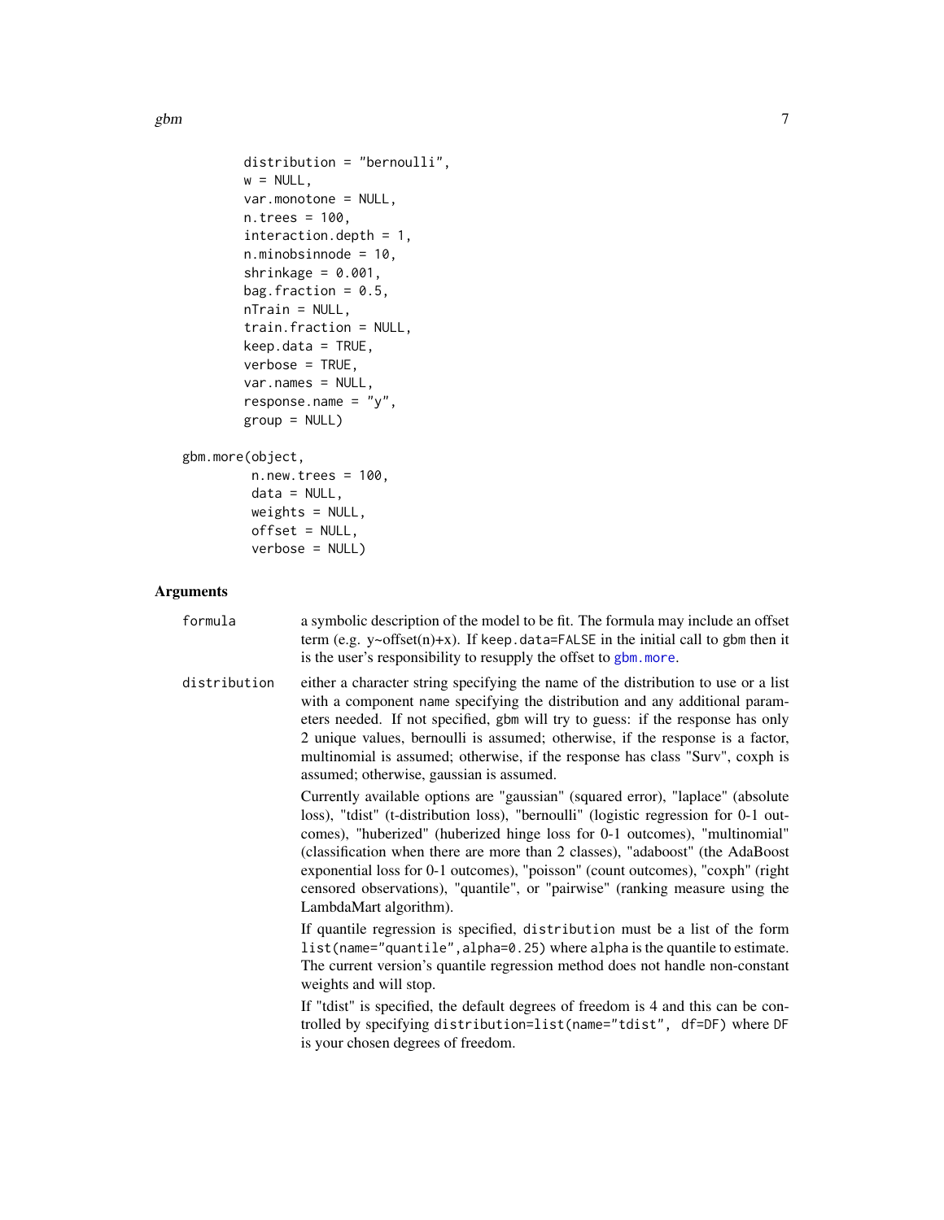```
        distribution = "bernoulli",
        w = NULL,
        var.monotone = NULL,
        n.trees = 100,
        interaction.depth = 1,
        n.minobsinnode = 10,
        shrinkage = 0.001,
        bag.fraction = 0.5,
        nTrain = NULL,
        train.fraction = NULL,
        keep.data = TRUE,
        verbose = TRUE,
        var.names = NULL,
        response.name = "y",
        group = NULL)

gbm.more(object,
         n.new.trees = 100,
         data = NULL,
         weights = NULL,
         offset = NULL,
         verbose = NULL)
```

## Arguments

**formula** a symbolic description of the model to be fit. The formula may include an offset term (e.g. y~offset(n)+x). If `keep.data=FALSE` in the initial call to gbm then it is the user's responsibility to resupply the offset to `gbm.more`.

**distribution** either a character string specifying the name of the distribution to use or a list with a component `name` specifying the distribution and any additional parameters needed. If not specified, `gbm` will try to guess: if the response has only 2 unique values, bernoulli is assumed; otherwise, if the response is a factor, multinomial is assumed; otherwise, if the response has class "Surv", coxph is assumed; otherwise, gaussian is assumed.

Currently available options are "gaussian" (squared error), "laplace" (absolute loss), "tdist" (t-distribution loss), "bernoulli" (logistic regression for 0-1 outcomes), "huberized" (huberized hinge loss for 0-1 outcomes), "multinomial" (classification when there are more than 2 classes), "adaboost" (the AdaBoost exponential loss for 0-1 outcomes), "poisson" (count outcomes), "coxph" (right censored observations), "quantile", or "pairwise" (ranking measure using the LambdaMart algorithm).

If quantile regression is specified, `distribution` must be a list of the form `list(name="quantile",alpha=0.25)` where `alpha` is the quantile to estimate. The current version's quantile regression method does not handle non-constant weights and will stop.

If "tdist" is specified, the default degrees of freedom is 4 and this can be controlled by specifying `distribution=list(name="tdist", df=DF)` where `DF` is your chosen degrees of freedom.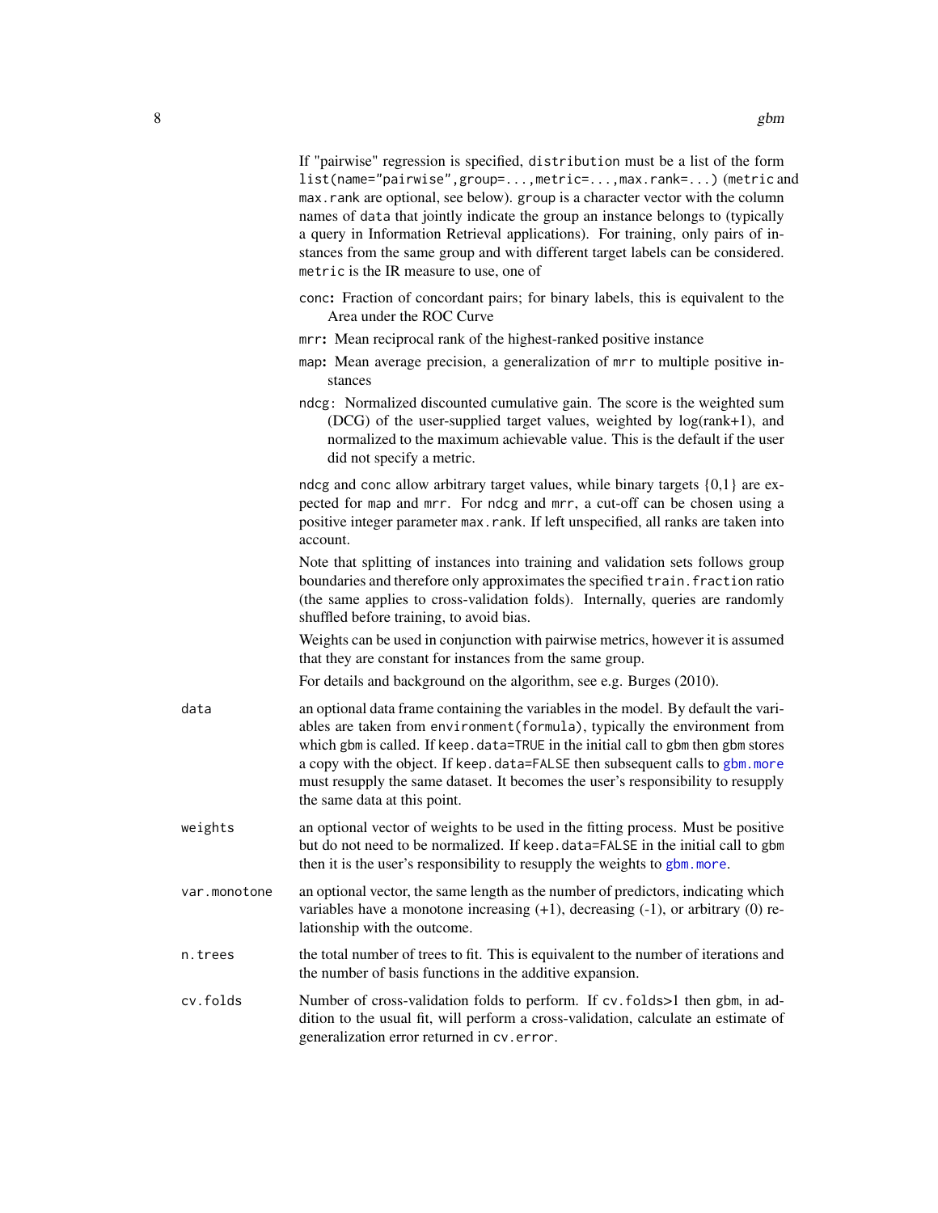If "pairwise" regression is specified, `distribution` must be a list of the form `list(name="pairwise",group=...,metric=...,max.rank=...)` (`metric` and `max.rank` are optional, see below). `group` is a character vector with the column names of `data` that jointly indicate the group an instance belongs to (typically a query in Information Retrieval applications). For training, only pairs of instances from the same group and with different target labels can be considered. `metric` is the IR measure to use, one of

`conc`**:** Fraction of concordant pairs; for binary labels, this is equivalent to the Area under the ROC Curve

`mrr`**:** Mean reciprocal rank of the highest-ranked positive instance

`map`**:** Mean average precision, a generalization of `mrr` to multiple positive instances

`ndcg`**:** Normalized discounted cumulative gain. The score is the weighted sum (DCG) of the user-supplied target values, weighted by log(rank+1), and normalized to the maximum achievable value. This is the default if the user did not specify a metric.

`ndcg` and `conc` allow arbitrary target values, while binary targets {0,1} are expected for `map` and `mrr`. For `ndcg` and `mrr`, a cut-off can be chosen using a positive integer parameter `max.rank`. If left unspecified, all ranks are taken into account.

Note that splitting of instances into training and validation sets follows group boundaries and therefore only approximates the specified `train.fraction` ratio (the same applies to cross-validation folds). Internally, queries are randomly shuffled before training, to avoid bias.

Weights can be used in conjunction with pairwise metrics, however it is assumed that they are constant for instances from the same group.

For details and background on the algorithm, see e.g. Burges (2010).

`data` — an optional data frame containing the variables in the model. By default the variables are taken from `environment(formula)`, typically the environment from which `gbm` is called. If `keep.data=TRUE` in the initial call to `gbm` then `gbm` stores a copy with the object. If `keep.data=FALSE` then subsequent calls to `gbm.more` must resupply the same dataset. It becomes the user's responsibility to resupply the same data at this point.

`weights` — an optional vector of weights to be used in the fitting process. Must be positive but do not need to be normalized. If `keep.data=FALSE` in the initial call to `gbm` then it is the user's responsibility to resupply the weights to `gbm.more`.

`var.monotone` — an optional vector, the same length as the number of predictors, indicating which variables have a monotone increasing (+1), decreasing (-1), or arbitrary (0) relationship with the outcome.

`n.trees` — the total number of trees to fit. This is equivalent to the number of iterations and the number of basis functions in the additive expansion.

`cv.folds` — Number of cross-validation folds to perform. If `cv.folds`>1 then `gbm`, in addition to the usual fit, will perform a cross-validation, calculate an estimate of generalization error returned in `cv.error`.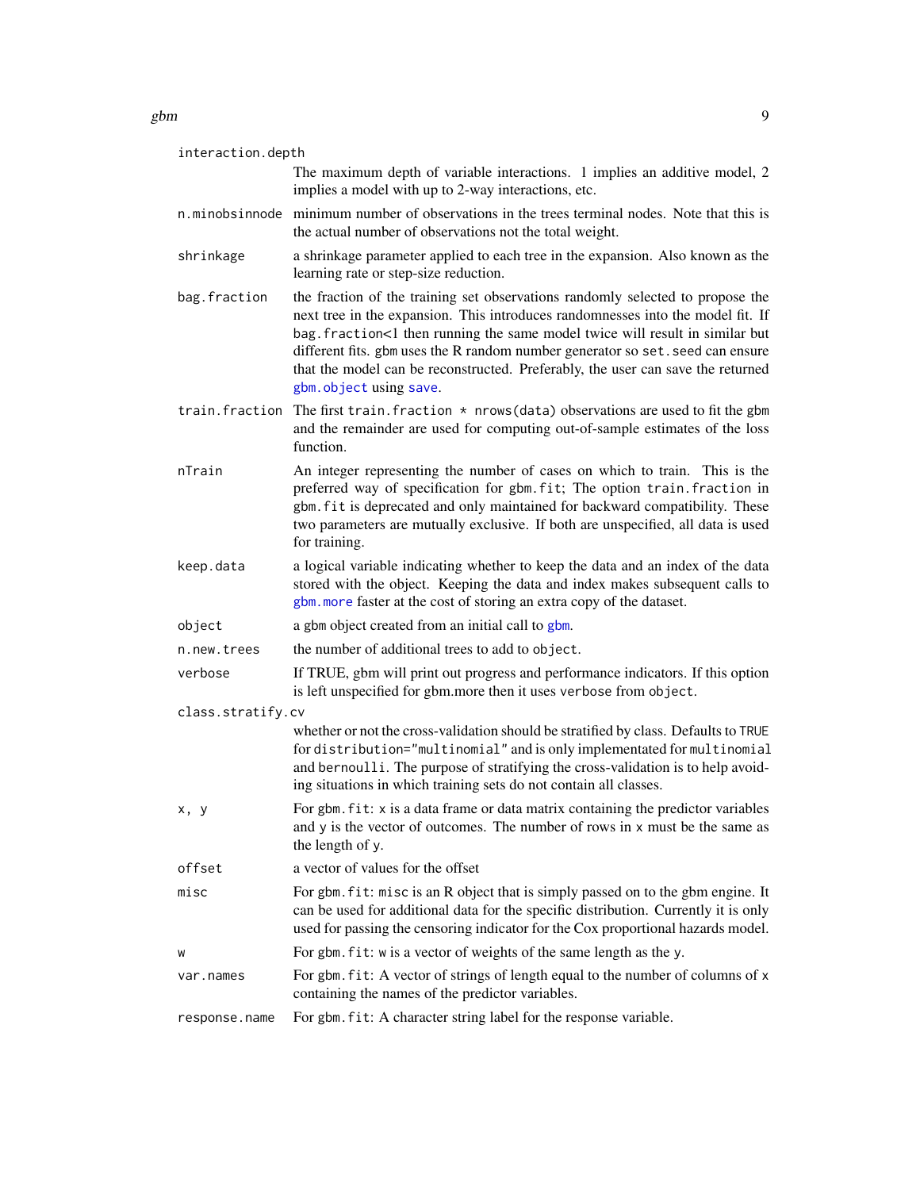`interaction.depth`
: The maximum depth of variable interactions. 1 implies an additive model, 2 implies a model with up to 2-way interactions, etc.

`n.minobsinnode`
: minimum number of observations in the trees terminal nodes. Note that this is the actual number of observations not the total weight.

`shrinkage`
: a shrinkage parameter applied to each tree in the expansion. Also known as the learning rate or step-size reduction.

`bag.fraction`
: the fraction of the training set observations randomly selected to propose the next tree in the expansion. This introduces randomnesses into the model fit. If `bag.fraction`<1 then running the same model twice will result in similar but different fits. `gbm` uses the R random number generator so `set.seed` can ensure that the model can be reconstructed. Preferably, the user can save the returned `gbm.object` using `save`.

`train.fraction`
: The first `train.fraction * nrows(data)` observations are used to fit the `gbm` and the remainder are used for computing out-of-sample estimates of the loss function.

`nTrain`
: An integer representing the number of cases on which to train. This is the preferred way of specification for `gbm.fit`; The option `train.fraction` in `gbm.fit` is deprecated and only maintained for backward compatibility. These two parameters are mutually exclusive. If both are unspecified, all data is used for training.

`keep.data`
: a logical variable indicating whether to keep the data and an index of the data stored with the object. Keeping the data and index makes subsequent calls to `gbm.more` faster at the cost of storing an extra copy of the dataset.

`object`
: a `gbm` object created from an initial call to `gbm`.

`n.new.trees`
: the number of additional trees to add to `object`.

`verbose`
: If TRUE, gbm will print out progress and performance indicators. If this option is left unspecified for gbm.more then it uses `verbose` from `object`.

`class.stratify.cv`
: whether or not the cross-validation should be stratified by class. Defaults to `TRUE` for `distribution="multinomial"` and is only implementated for `multinomial` and `bernoulli`. The purpose of stratifying the cross-validation is to help avoiding situations in which training sets do not contain all classes.

`x, y`
: For `gbm.fit`: `x` is a data frame or data matrix containing the predictor variables and `y` is the vector of outcomes. The number of rows in `x` must be the same as the length of `y`.

`offset`
: a vector of values for the offset

`misc`
: For `gbm.fit`: `misc` is an R object that is simply passed on to the gbm engine. It can be used for additional data for the specific distribution. Currently it is only used for passing the censoring indicator for the Cox proportional hazards model.

`w`
: For `gbm.fit`: `w` is a vector of weights of the same length as the `y`.

`var.names`
: For `gbm.fit`: A vector of strings of length equal to the number of columns of `x` containing the names of the predictor variables.

`response.name`
: For `gbm.fit`: A character string label for the response variable.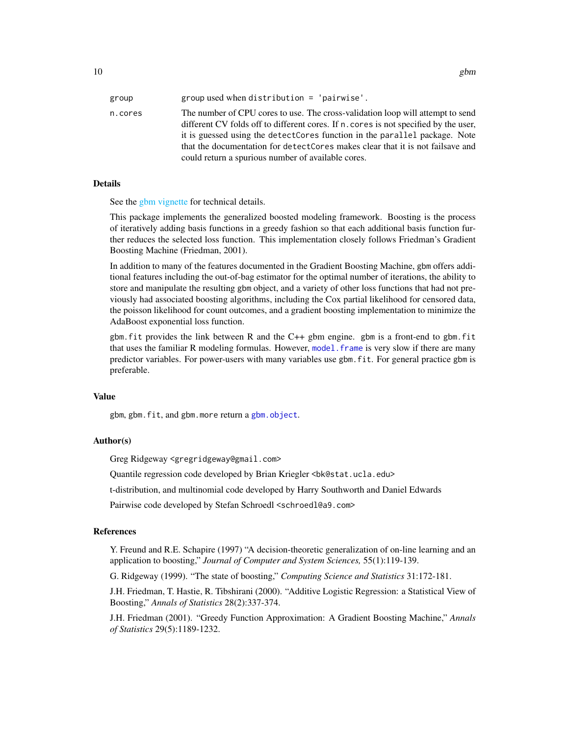group
: group used when `distribution = 'pairwise'`.

n.cores
: The number of CPU cores to use. The cross-validation loop will attempt to send different CV folds off to different cores. If `n.cores` is not specified by the user, it is guessed using the `detectCores` function in the `parallel` package. Note that the documentation for `detectCores` makes clear that it is not failsave and could return a spurious number of available cores.

## Details

See the gbm vignette for technical details.

This package implements the generalized boosted modeling framework. Boosting is the process of iteratively adding basis functions in a greedy fashion so that each additional basis function further reduces the selected loss function. This implementation closely follows Friedman's Gradient Boosting Machine (Friedman, 2001).

In addition to many of the features documented in the Gradient Boosting Machine, `gbm` offers additional features including the out-of-bag estimator for the optimal number of iterations, the ability to store and manipulate the resulting `gbm` object, and a variety of other loss functions that had not previously had associated boosting algorithms, including the Cox partial likelihood for censored data, the poisson likelihood for count outcomes, and a gradient boosting implementation to minimize the AdaBoost exponential loss function.

`gbm.fit` provides the link between R and the C++ gbm engine. `gbm` is a front-end to `gbm.fit` that uses the familiar R modeling formulas. However, `model.frame` is very slow if there are many predictor variables. For power-users with many variables use `gbm.fit`. For general practice `gbm` is preferable.

## Value

`gbm`, `gbm.fit`, and `gbm.more` return a `gbm.object`.

## Author(s)

Greg Ridgeway <gregridgeway@gmail.com>

Quantile regression code developed by Brian Kriegler <bk@stat.ucla.edu>

t-distribution, and multinomial code developed by Harry Southworth and Daniel Edwards

Pairwise code developed by Stefan Schroedl <schroedl@a9.com>

## References

Y. Freund and R.E. Schapire (1997) "A decision-theoretic generalization of on-line learning and an application to boosting," *Journal of Computer and System Sciences,* 55(1):119-139.

G. Ridgeway (1999). "The state of boosting," *Computing Science and Statistics* 31:172-181.

J.H. Friedman, T. Hastie, R. Tibshirani (2000). "Additive Logistic Regression: a Statistical View of Boosting," *Annals of Statistics* 28(2):337-374.

J.H. Friedman (2001). "Greedy Function Approximation: A Gradient Boosting Machine," *Annals of Statistics* 29(5):1189-1232.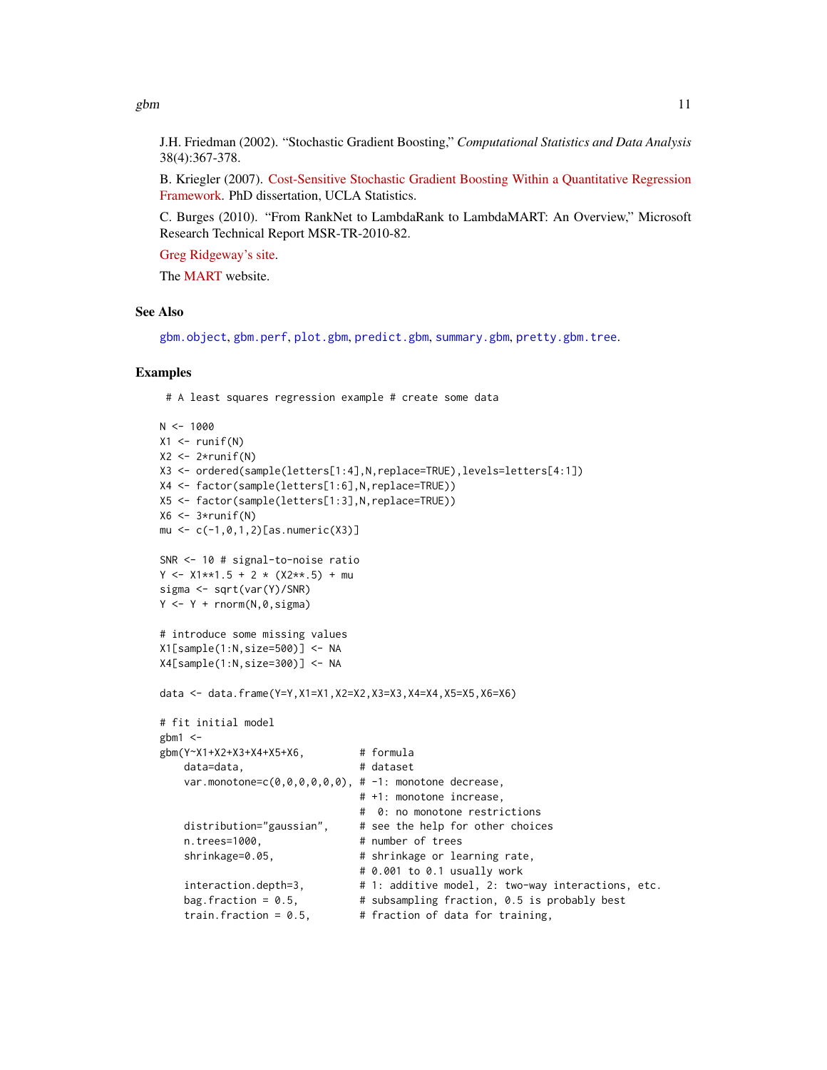J.H. Friedman (2002). "Stochastic Gradient Boosting," *Computational Statistics and Data Analysis* 38(4):367-378.

B. Kriegler (2007). Cost-Sensitive Stochastic Gradient Boosting Within a Quantitative Regression Framework. PhD dissertation, UCLA Statistics.

C. Burges (2010). "From RankNet to LambdaRank to LambdaMART: An Overview," Microsoft Research Technical Report MSR-TR-2010-82.

Greg Ridgeway's site.

The MART website.

## See Also

`gbm.object`, `gbm.perf`, `plot.gbm`, `predict.gbm`, `summary.gbm`, `pretty.gbm.tree`.

## Examples

```
 # A least squares regression example # create some data

N <- 1000
X1 <- runif(N)
X2 <- 2*runif(N)
X3 <- ordered(sample(letters[1:4],N,replace=TRUE),levels=letters[4:1])
X4 <- factor(sample(letters[1:6],N,replace=TRUE))
X5 <- factor(sample(letters[1:3],N,replace=TRUE))
X6 <- 3*runif(N)
mu <- c(-1,0,1,2)[as.numeric(X3)]

SNR <- 10 # signal-to-noise ratio
Y <- X1**1.5 + 2 * (X2**.5) + mu
sigma <- sqrt(var(Y)/SNR)
Y <- Y + rnorm(N,0,sigma)

# introduce some missing values
X1[sample(1:N,size=500)] <- NA
X4[sample(1:N,size=300)] <- NA

data <- data.frame(Y=Y,X1=X1,X2=X2,X3=X3,X4=X4,X5=X5,X6=X6)

# fit initial model
gbm1 <-
gbm(Y~X1+X2+X3+X4+X5+X6,         # formula
    data=data,                   # dataset
    var.monotone=c(0,0,0,0,0,0), # -1: monotone decrease,
                                 # +1: monotone increase,
                                 #  0: no monotone restrictions
    distribution="gaussian",     # see the help for other choices
    n.trees=1000,                # number of trees
    shrinkage=0.05,              # shrinkage or learning rate,
                                 # 0.001 to 0.1 usually work
    interaction.depth=3,         # 1: additive model, 2: two-way interactions, etc.
    bag.fraction = 0.5,          # subsampling fraction, 0.5 is probably best
    train.fraction = 0.5,        # fraction of data for training,
```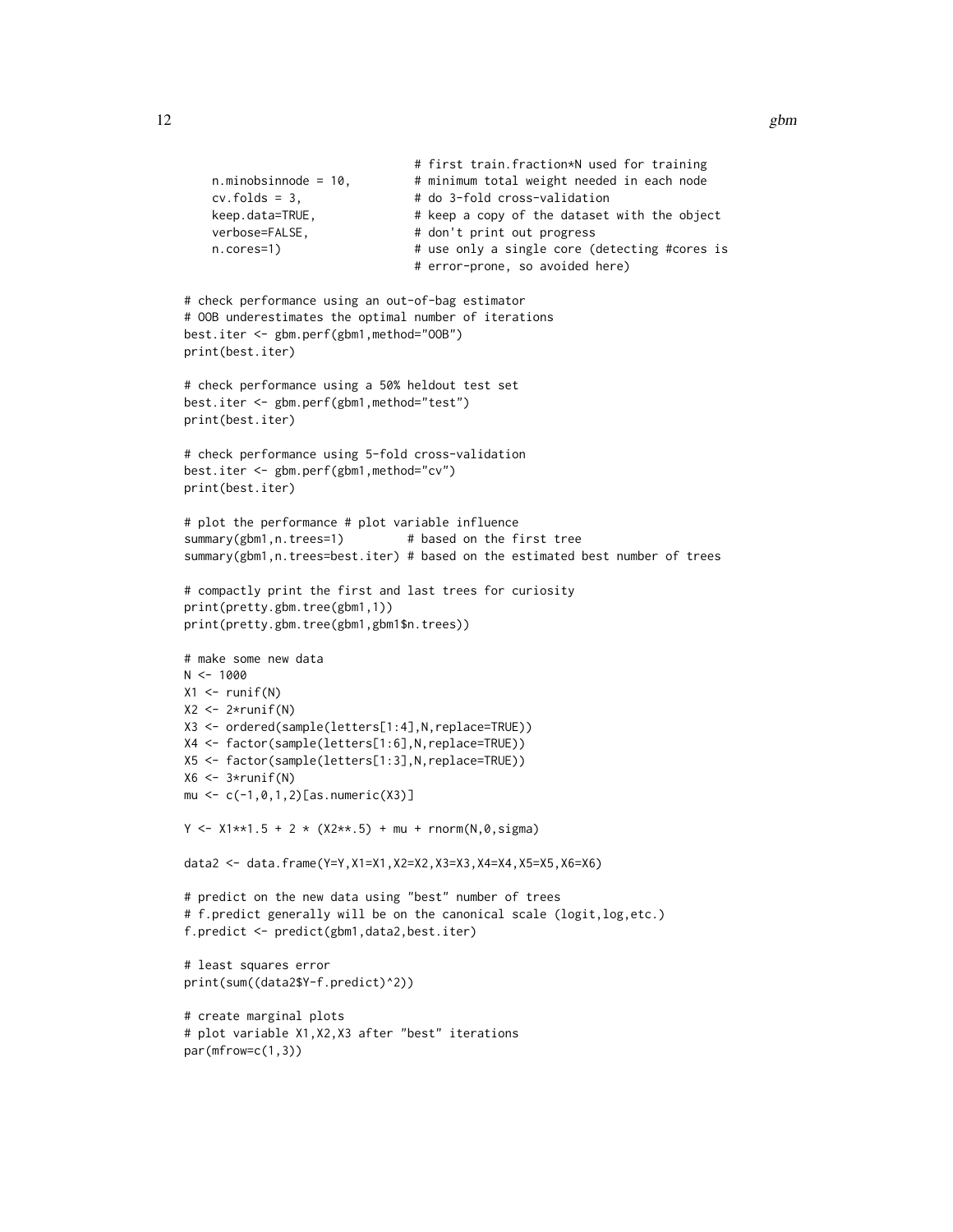```
                                # first train.fraction*N used for training
    n.minobsinnode = 10,        # minimum total weight needed in each node
    cv.folds = 3,               # do 3-fold cross-validation
    keep.data=TRUE,             # keep a copy of the dataset with the object
    verbose=FALSE,              # don't print out progress
    n.cores=1)                  # use only a single core (detecting #cores is
                                # error-prone, so avoided here)

# check performance using an out-of-bag estimator
# OOB underestimates the optimal number of iterations
best.iter <- gbm.perf(gbm1,method="OOB")
print(best.iter)

# check performance using a 50% heldout test set
best.iter <- gbm.perf(gbm1,method="test")
print(best.iter)

# check performance using 5-fold cross-validation
best.iter <- gbm.perf(gbm1,method="cv")
print(best.iter)

# plot the performance # plot variable influence
summary(gbm1,n.trees=1)         # based on the first tree
summary(gbm1,n.trees=best.iter) # based on the estimated best number of trees

# compactly print the first and last trees for curiosity
print(pretty.gbm.tree(gbm1,1))
print(pretty.gbm.tree(gbm1,gbm1$n.trees))

# make some new data
N <- 1000
X1 <- runif(N)
X2 <- 2*runif(N)
X3 <- ordered(sample(letters[1:4],N,replace=TRUE))
X4 <- factor(sample(letters[1:6],N,replace=TRUE))
X5 <- factor(sample(letters[1:3],N,replace=TRUE))
X6 <- 3*runif(N)
mu <- c(-1,0,1,2)[as.numeric(X3)]

Y <- X1**1.5 + 2 * (X2**.5) + mu + rnorm(N,0,sigma)

data2 <- data.frame(Y=Y,X1=X1,X2=X2,X3=X3,X4=X4,X5=X5,X6=X6)

# predict on the new data using "best" number of trees
# f.predict generally will be on the canonical scale (logit,log,etc.)
f.predict <- predict(gbm1,data2,best.iter)

# least squares error
print(sum((data2$Y-f.predict)^2))

# create marginal plots
# plot variable X1,X2,X3 after "best" iterations
par(mfrow=c(1,3))
```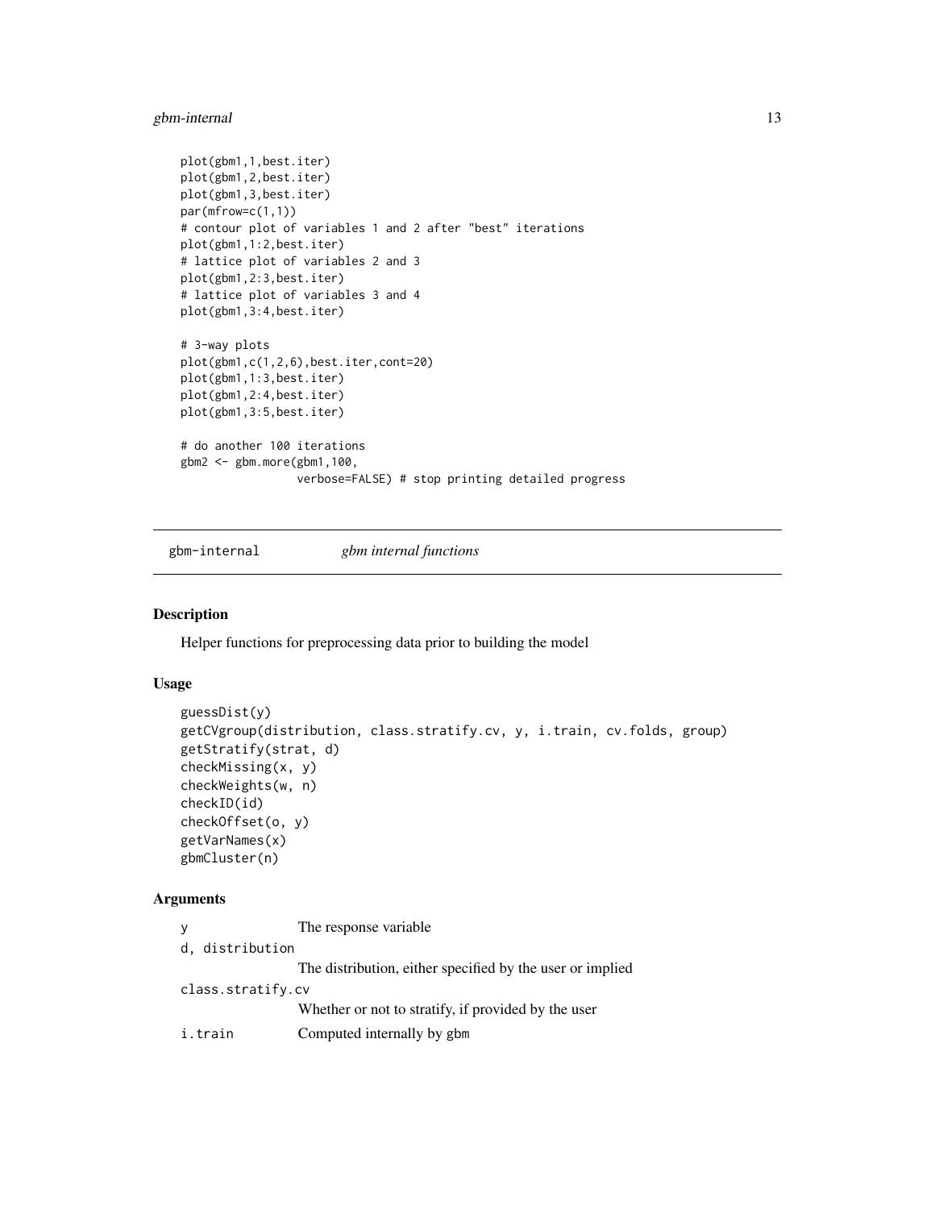```
plot(gbm1,1,best.iter)
plot(gbm1,2,best.iter)
plot(gbm1,3,best.iter)
par(mfrow=c(1,1))
# contour plot of variables 1 and 2 after "best" iterations
plot(gbm1,1:2,best.iter)
# lattice plot of variables 2 and 3
plot(gbm1,2:3,best.iter)
# lattice plot of variables 3 and 4
plot(gbm1,3:4,best.iter)

# 3-way plots
plot(gbm1,c(1,2,6),best.iter,cont=20)
plot(gbm1,1:3,best.iter)
plot(gbm1,2:4,best.iter)
plot(gbm1,3:5,best.iter)

# do another 100 iterations
gbm2 <- gbm.more(gbm1,100,
                 verbose=FALSE) # stop printing detailed progress
```

## gbm-internal *gbm internal functions*

### Description

Helper functions for preprocessing data prior to building the model

### Usage

```
guessDist(y)
getCVgroup(distribution, class.stratify.cv, y, i.train, cv.folds, group)
getStratify(strat, d)
checkMissing(x, y)
checkWeights(w, n)
checkID(id)
checkOffset(o, y)
getVarNames(x)
gbmCluster(n)
```

### Arguments

| | |
|---|---|
| `y` | The response variable |
| `d, distribution` | The distribution, either specified by the user or implied |
| `class.stratify.cv` | Whether or not to stratify, if provided by the user |
| `i.train` | Computed internally by `gbm` |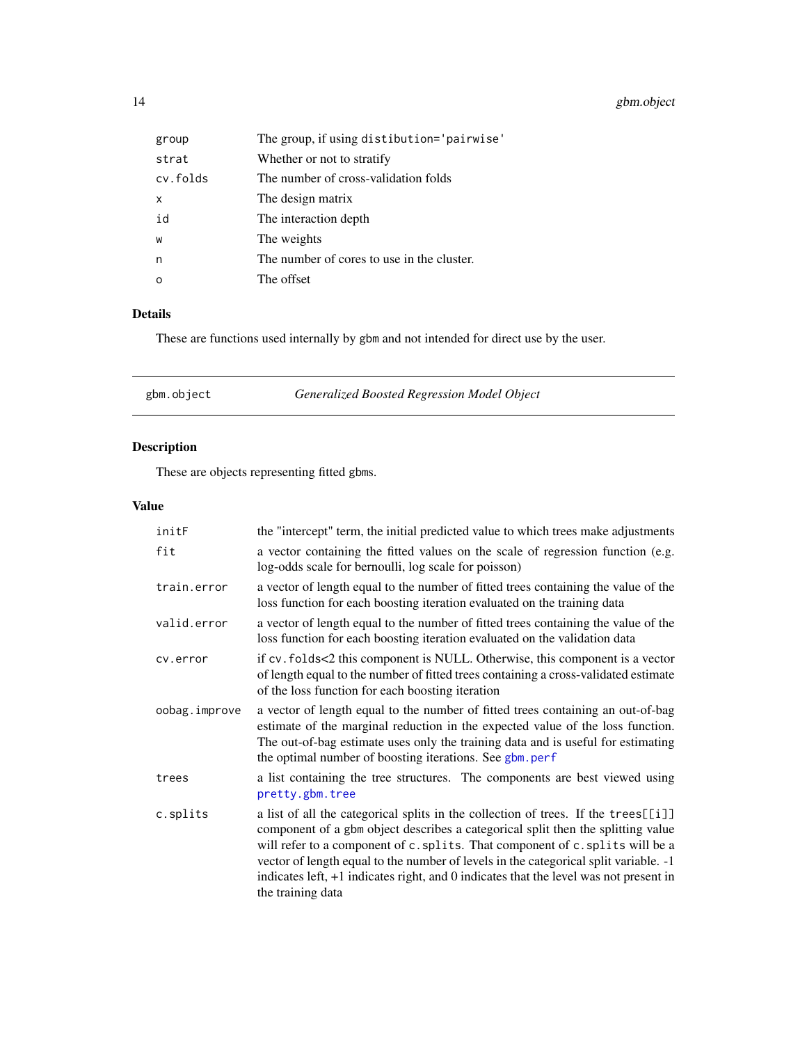| | |
|---|---|
| `group` | The group, if using `distibution='pairwise'` |
| `strat` | Whether or not to stratify |
| `cv.folds` | The number of cross-validation folds |
| `x` | The design matrix |
| `id` | The interaction depth |
| `w` | The weights |
| `n` | The number of cores to use in the cluster. |
| `o` | The offset |

### Details

These are functions used internally by gbm and not intended for direct use by the user.

---

## gbm.object — *Generalized Boosted Regression Model Object*

---

### Description

These are objects representing fitted gbms.

### Value

| | |
|---|---|
| `initF` | the "intercept" term, the initial predicted value to which trees make adjustments |
| `fit` | a vector containing the fitted values on the scale of regression function (e.g. log-odds scale for bernoulli, log scale for poisson) |
| `train.error` | a vector of length equal to the number of fitted trees containing the value of the loss function for each boosting iteration evaluated on the training data |
| `valid.error` | a vector of length equal to the number of fitted trees containing the value of the loss function for each boosting iteration evaluated on the validation data |
| `cv.error` | if `cv.folds`<2 this component is NULL. Otherwise, this component is a vector of length equal to the number of fitted trees containing a cross-validated estimate of the loss function for each boosting iteration |
| `oobag.improve` | a vector of length equal to the number of fitted trees containing an out-of-bag estimate of the marginal reduction in the expected value of the loss function. The out-of-bag estimate uses only the training data and is useful for estimating the optimal number of boosting iterations. See `gbm.perf` |
| `trees` | a list containing the tree structures. The components are best viewed using `pretty.gbm.tree` |
| `c.splits` | a list of all the categorical splits in the collection of trees. If the `trees[[i]]` component of a gbm object describes a categorical split then the splitting value will refer to a component of `c.splits`. That component of `c.splits` will be a vector of length equal to the number of levels in the categorical split variable. -1 indicates left, +1 indicates right, and 0 indicates that the level was not present in the training data |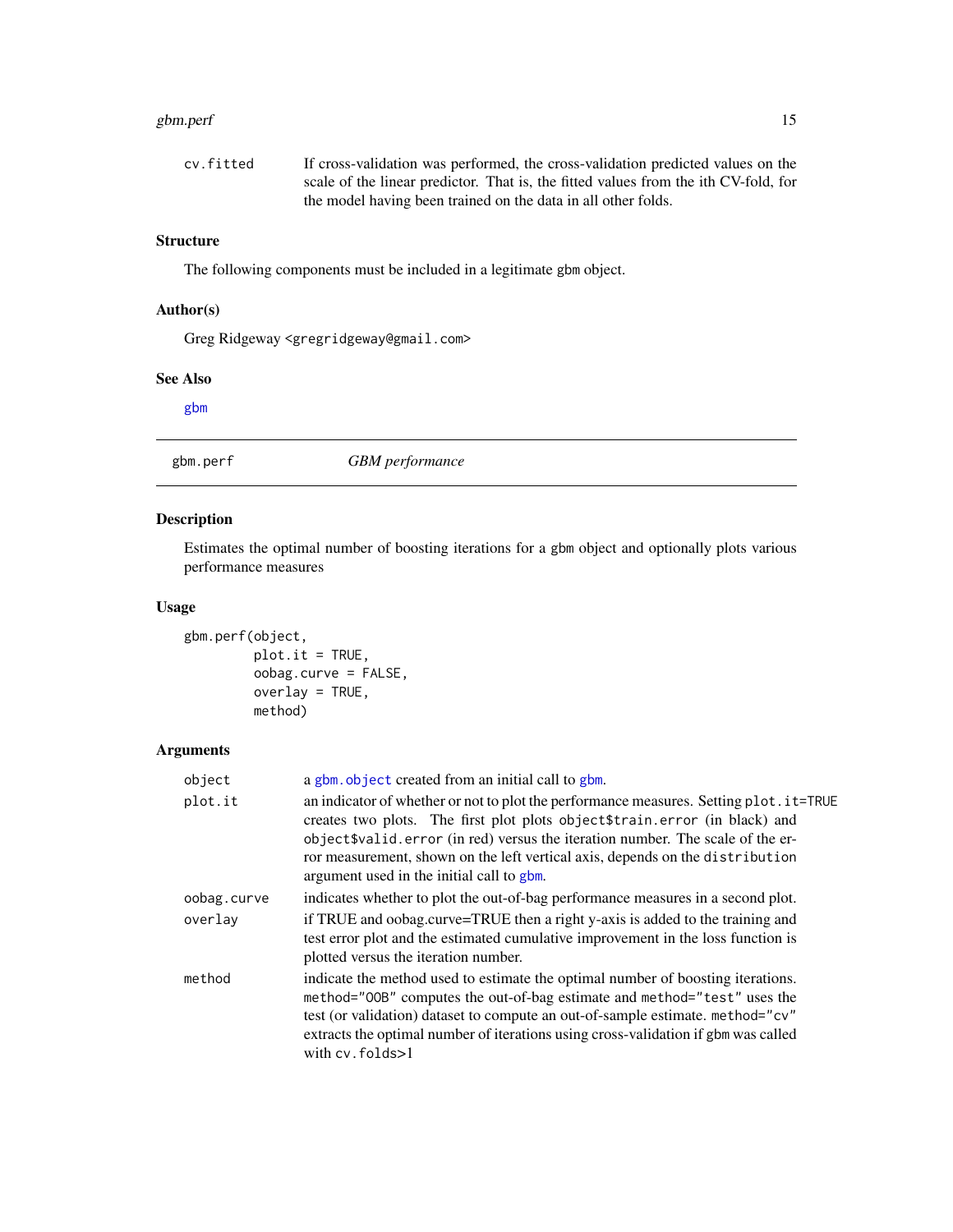| | |
|---|---|
| cv.fitted | If cross-validation was performed, the cross-validation predicted values on the scale of the linear predictor. That is, the fitted values from the ith CV-fold, for the model having been trained on the data in all other folds. |

### Structure

The following components must be included in a legitimate gbm object.

### Author(s)

Greg Ridgeway <gregridgeway@gmail.com>

### See Also

gbm

---

## gbm.perf    *GBM performance*

---

### Description

Estimates the optimal number of boosting iterations for a gbm object and optionally plots various performance measures

### Usage

```
gbm.perf(object,
         plot.it = TRUE,
         oobag.curve = FALSE,
         overlay = TRUE,
         method)
```

### Arguments

| | |
|---|---|
| object | a gbm.object created from an initial call to gbm. |
| plot.it | an indicator of whether or not to plot the performance measures. Setting plot.it=TRUE creates two plots. The first plot plots object$train.error (in black) and object$valid.error (in red) versus the iteration number. The scale of the error measurement, shown on the left vertical axis, depends on the distribution argument used in the initial call to gbm. |
| oobag.curve | indicates whether to plot the out-of-bag performance measures in a second plot. |
| overlay | if TRUE and oobag.curve=TRUE then a right y-axis is added to the training and test error plot and the estimated cumulative improvement in the loss function is plotted versus the iteration number. |
| method | indicate the method used to estimate the optimal number of boosting iterations. method="OOB" computes the out-of-bag estimate and method="test" uses the test (or validation) dataset to compute an out-of-sample estimate. method="cv" extracts the optimal number of iterations using cross-validation if gbm was called with cv.folds>1 |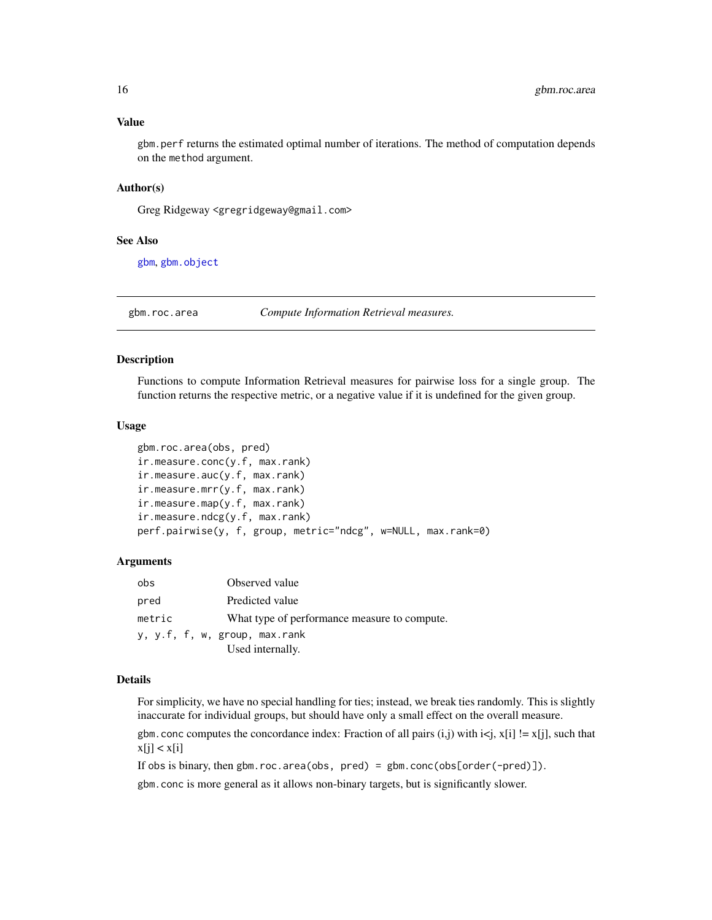### Value

`gbm.perf` returns the estimated optimal number of iterations. The method of computation depends on the `method` argument.

### Author(s)

Greg Ridgeway <gregridgeway@gmail.com>

### See Also

gbm, gbm.object

---

## gbm.roc.area — *Compute Information Retrieval measures.*

---

### Description

Functions to compute Information Retrieval measures for pairwise loss for a single group. The function returns the respective metric, or a negative value if it is undefined for the given group.

### Usage

```
gbm.roc.area(obs, pred)
ir.measure.conc(y.f, max.rank)
ir.measure.auc(y.f, max.rank)
ir.measure.mrr(y.f, max.rank)
ir.measure.map(y.f, max.rank)
ir.measure.ndcg(y.f, max.rank)
perf.pairwise(y, f, group, metric="ndcg", w=NULL, max.rank=0)
```

### Arguments

| | |
|---|---|
| `obs` | Observed value |
| `pred` | Predicted value |
| `metric` | What type of performance measure to compute. |
| `y, y.f, f, w, group, max.rank` | Used internally. |

### Details

For simplicity, we have no special handling for ties; instead, we break ties randomly. This is slightly inaccurate for individual groups, but should have only a small effect on the overall measure.

`gbm.conc` computes the concordance index: Fraction of all pairs (i,j) with i<j, x[i] != x[j], such that x[j] < x[i]

If `obs` is binary, then `gbm.roc.area(obs, pred) = gbm.conc(obs[order(-pred)])`.

`gbm.conc` is more general as it allows non-binary targets, but is significantly slower.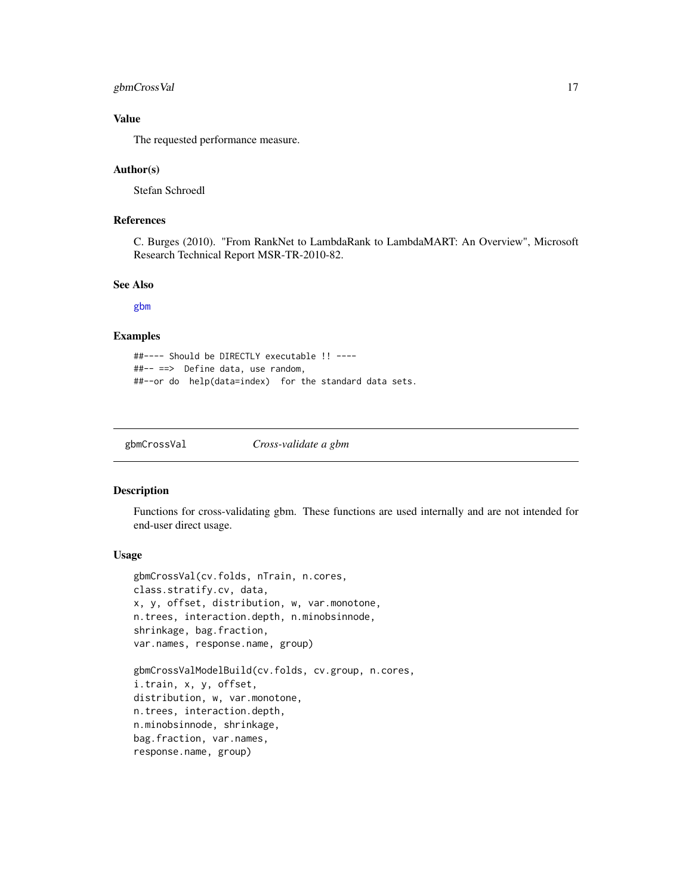### Value

The requested performance measure.

### Author(s)

Stefan Schroedl

### References

C. Burges (2010). "From RankNet to LambdaRank to LambdaMART: An Overview", Microsoft Research Technical Report MSR-TR-2010-82.

### See Also

gbm

### Examples

```
##---- Should be DIRECTLY executable !! ----
##-- ==>  Define data, use random,
##--or do  help(data=index)  for the standard data sets.
```

---

## gbmCrossVal    *Cross-validate a gbm*

---

### Description

Functions for cross-validating gbm. These functions are used internally and are not intended for end-user direct usage.

### Usage

```
gbmCrossVal(cv.folds, nTrain, n.cores,
class.stratify.cv, data,
x, y, offset, distribution, w, var.monotone,
n.trees, interaction.depth, n.minobsinnode,
shrinkage, bag.fraction,
var.names, response.name, group)

gbmCrossValModelBuild(cv.folds, cv.group, n.cores,
i.train, x, y, offset,
distribution, w, var.monotone,
n.trees, interaction.depth,
n.minobsinnode, shrinkage,
bag.fraction, var.names,
response.name, group)
```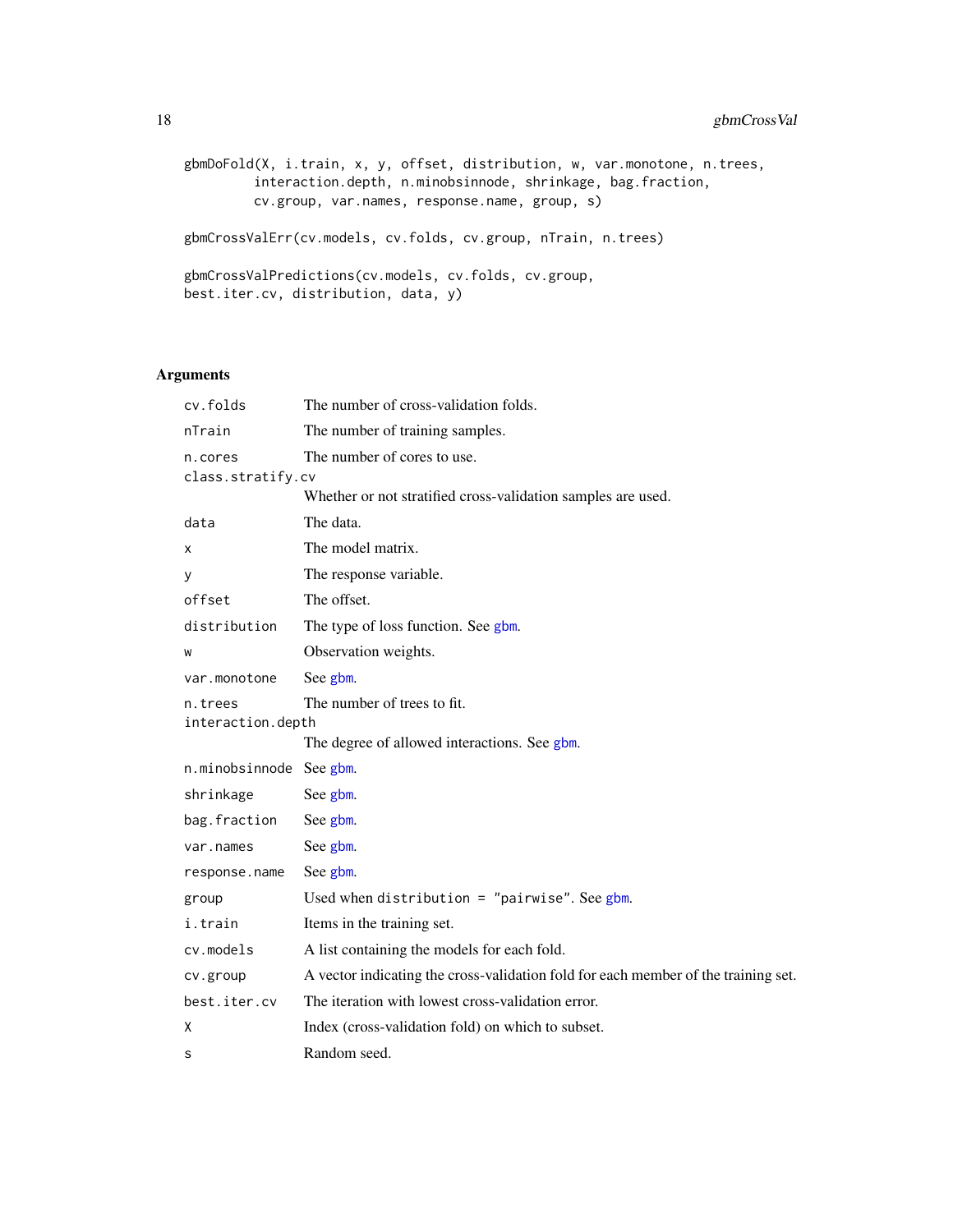```
gbmDoFold(X, i.train, x, y, offset, distribution, w, var.monotone, n.trees,
         interaction.depth, n.minobsinnode, shrinkage, bag.fraction,
         cv.group, var.names, response.name, group, s)

gbmCrossValErr(cv.models, cv.folds, cv.group, nTrain, n.trees)

gbmCrossValPredictions(cv.models, cv.folds, cv.group,
best.iter.cv, distribution, data, y)
```

## Arguments

| | |
|---|---|
| `cv.folds` | The number of cross-validation folds. |
| `nTrain` | The number of training samples. |
| `n.cores` | The number of cores to use. |
| `class.stratify.cv` | Whether or not stratified cross-validation samples are used. |
| `data` | The data. |
| `x` | The model matrix. |
| `y` | The response variable. |
| `offset` | The offset. |
| `distribution` | The type of loss function. See gbm. |
| `w` | Observation weights. |
| `var.monotone` | See gbm. |
| `n.trees` | The number of trees to fit. |
| `interaction.depth` | The degree of allowed interactions. See gbm. |
| `n.minobsinnode` | See gbm. |
| `shrinkage` | See gbm. |
| `bag.fraction` | See gbm. |
| `var.names` | See gbm. |
| `response.name` | See gbm. |
| `group` | Used when `distribution = "pairwise"`. See gbm. |
| `i.train` | Items in the training set. |
| `cv.models` | A list containing the models for each fold. |
| `cv.group` | A vector indicating the cross-validation fold for each member of the training set. |
| `best.iter.cv` | The iteration with lowest cross-validation error. |
| `X` | Index (cross-validation fold) on which to subset. |
| `s` | Random seed. |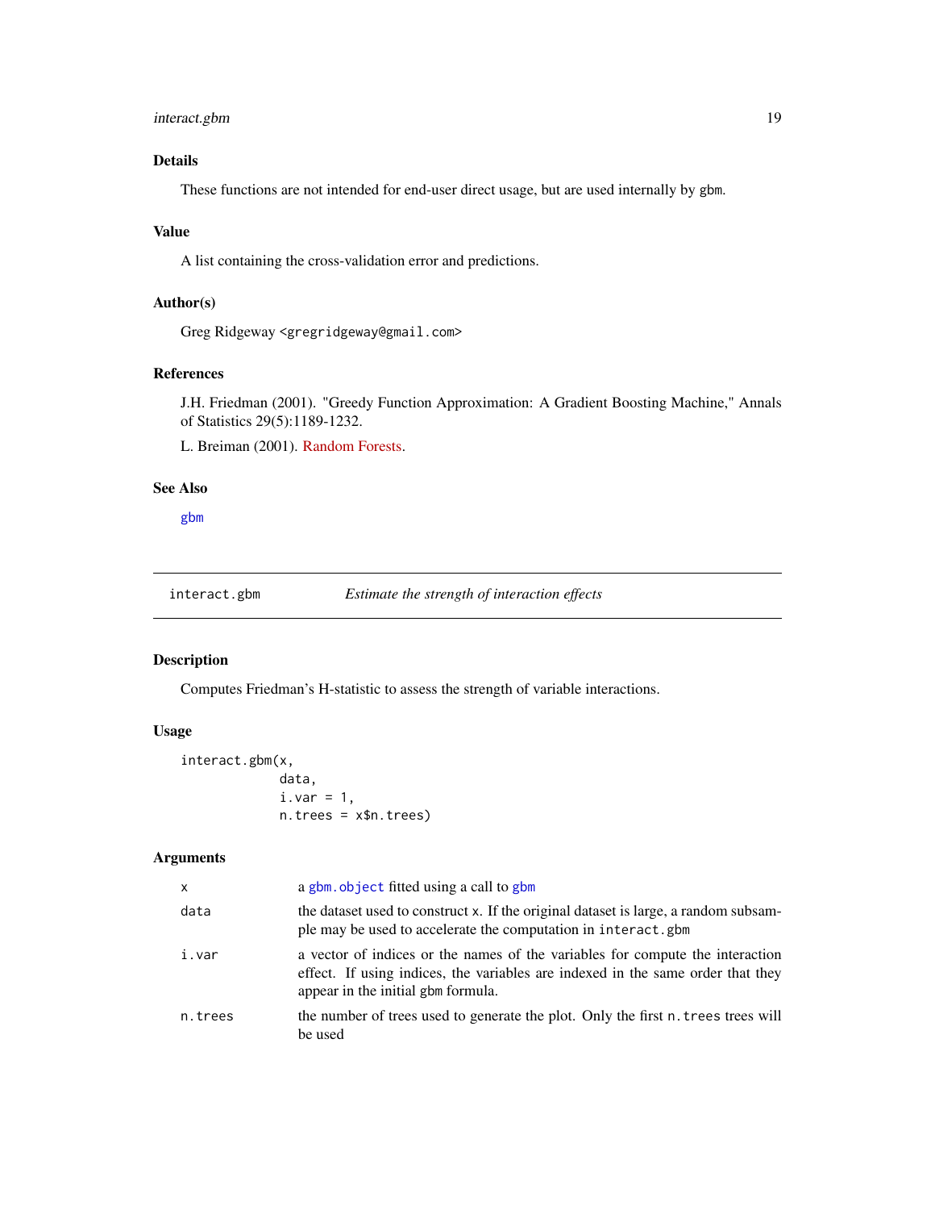### Details

These functions are not intended for end-user direct usage, but are used internally by gbm.

### Value

A list containing the cross-validation error and predictions.

### Author(s)

Greg Ridgeway <gregridgeway@gmail.com>

### References

J.H. Friedman (2001). "Greedy Function Approximation: A Gradient Boosting Machine," Annals of Statistics 29(5):1189-1232.

L. Breiman (2001). Random Forests.

### See Also

gbm

---

## interact.gbm — *Estimate the strength of interaction effects*

### Description

Computes Friedman's H-statistic to assess the strength of variable interactions.

### Usage

```
interact.gbm(x,
             data,
             i.var = 1,
             n.trees = x$n.trees)
```

### Arguments

| | |
|---|---|
| x | a gbm.object fitted using a call to gbm |
| data | the dataset used to construct x. If the original dataset is large, a random subsample may be used to accelerate the computation in interact.gbm |
| i.var | a vector of indices or the names of the variables for compute the interaction effect. If using indices, the variables are indexed in the same order that they appear in the initial gbm formula. |
| n.trees | the number of trees used to generate the plot. Only the first n.trees trees will be used |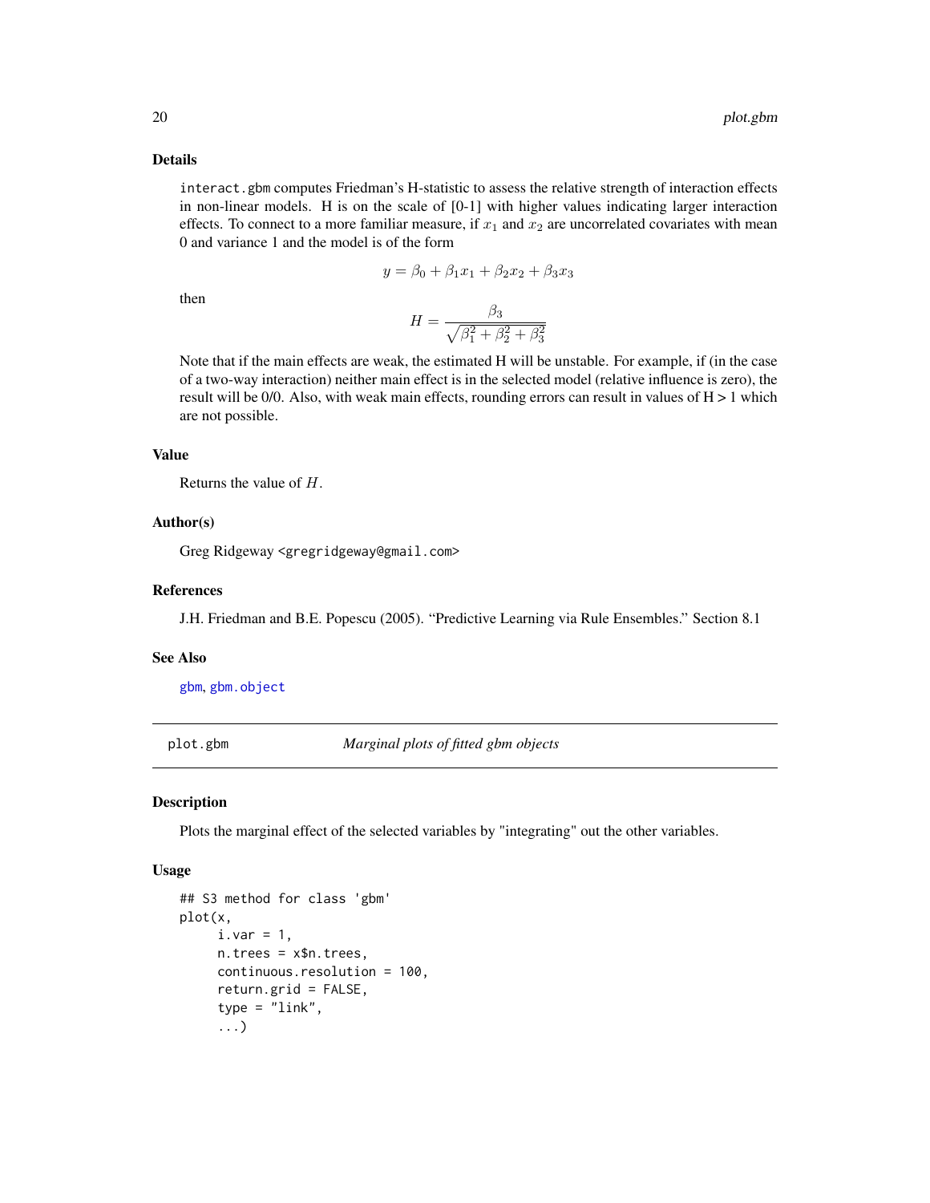### Details

`interact.gbm` computes Friedman's H-statistic to assess the relative strength of interaction effects in non-linear models. H is on the scale of [0-1] with higher values indicating larger interaction effects. To connect to a more familiar measure, if $x_1$ and $x_2$ are uncorrelated covariates with mean 0 and variance 1 and the model is of the form

$$y = \beta_0 + \beta_1 x_1 + \beta_2 x_2 + \beta_3 x_3$$

then

$$H = \frac{\beta_3}{\sqrt{\beta_1^2 + \beta_2^2 + \beta_3^2}}$$

Note that if the main effects are weak, the estimated H will be unstable. For example, if (in the case of a two-way interaction) neither main effect is in the selected model (relative influence is zero), the result will be 0/0. Also, with weak main effects, rounding errors can result in values of H > 1 which are not possible.

### Value

Returns the value of $H$.

### Author(s)

Greg Ridgeway <gregridgeway@gmail.com>

### References

J.H. Friedman and B.E. Popescu (2005). "Predictive Learning via Rule Ensembles." Section 8.1

### See Also

gbm, gbm.object

---

## plot.gbm — *Marginal plots of fitted gbm objects*

### Description

Plots the marginal effect of the selected variables by "integrating" out the other variables.

### Usage

```
## S3 method for class 'gbm'
plot(x,
     i.var = 1,
     n.trees = x$n.trees,
     continuous.resolution = 100,
     return.grid = FALSE,
     type = "link",
     ...)
```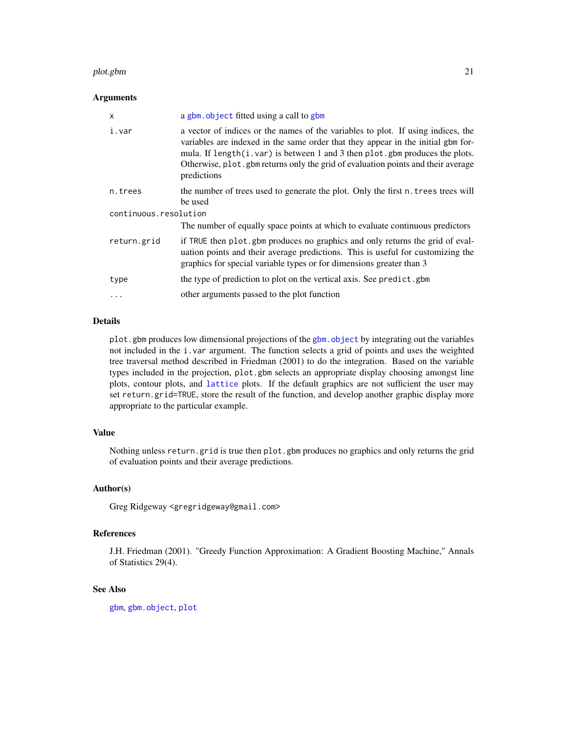### Arguments

| | |
|---|---|
| `x` | a `gbm.object` fitted using a call to `gbm` |
| `i.var` | a vector of indices or the names of the variables to plot. If using indices, the variables are indexed in the same order that they appear in the initial `gbm` formula. If `length(i.var)` is between 1 and 3 then `plot.gbm` produces the plots. Otherwise, `plot.gbm` returns only the grid of evaluation points and their average predictions |
| `n.trees` | the number of trees used to generate the plot. Only the first `n.trees` trees will be used |
| `continuous.resolution` | The number of equally space points at which to evaluate continuous predictors |
| `return.grid` | if `TRUE` then `plot.gbm` produces no graphics and only returns the grid of evaluation points and their average predictions. This is useful for customizing the graphics for special variable types or for dimensions greater than 3 |
| `type` | the type of prediction to plot on the vertical axis. See `predict.gbm` |
| `...` | other arguments passed to the plot function |

### Details

`plot.gbm` produces low dimensional projections of the `gbm.object` by integrating out the variables not included in the `i.var` argument. The function selects a grid of points and uses the weighted tree traversal method described in Friedman (2001) to do the integration. Based on the variable types included in the projection, `plot.gbm` selects an appropriate display choosing amongst line plots, contour plots, and `lattice` plots. If the default graphics are not sufficient the user may set `return.grid=TRUE`, store the result of the function, and develop another graphic display more appropriate to the particular example.

### Value

Nothing unless `return.grid` is true then `plot.gbm` produces no graphics and only returns the grid of evaluation points and their average predictions.

### Author(s)

Greg Ridgeway <gregridgeway@gmail.com>

### References

J.H. Friedman (2001). "Greedy Function Approximation: A Gradient Boosting Machine," Annals of Statistics 29(4).

### See Also

`gbm`, `gbm.object`, `plot`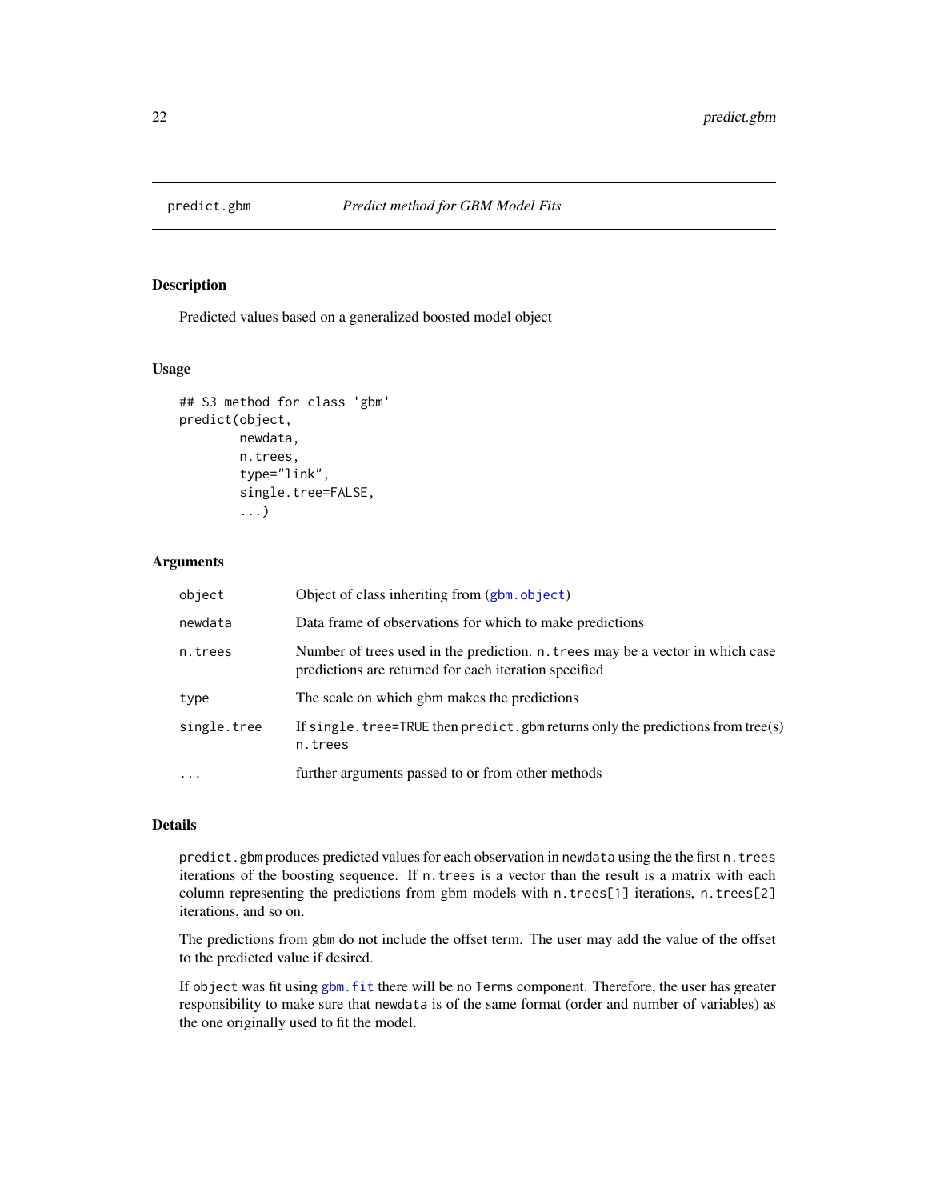predict.gbm *Predict method for GBM Model Fits*

## Description

Predicted values based on a generalized boosted model object

## Usage

```
## S3 method for class 'gbm'
predict(object,
        newdata,
        n.trees,
        type="link",
        single.tree=FALSE,
        ...)
```

## Arguments

| | |
|---|---|
| object | Object of class inheriting from (gbm.object) |
| newdata | Data frame of observations for which to make predictions |
| n.trees | Number of trees used in the prediction. n.trees may be a vector in which case predictions are returned for each iteration specified |
| type | The scale on which gbm makes the predictions |
| single.tree | If single.tree=TRUE then predict.gbm returns only the predictions from tree(s) n.trees |
| ... | further arguments passed to or from other methods |

## Details

predict.gbm produces predicted values for each observation in newdata using the the first n.trees iterations of the boosting sequence. If n.trees is a vector than the result is a matrix with each column representing the predictions from gbm models with n.trees[1] iterations, n.trees[2] iterations, and so on.

The predictions from gbm do not include the offset term. The user may add the value of the offset to the predicted value if desired.

If object was fit using gbm.fit there will be no Terms component. Therefore, the user has greater responsibility to make sure that newdata is of the same format (order and number of variables) as the one originally used to fit the model.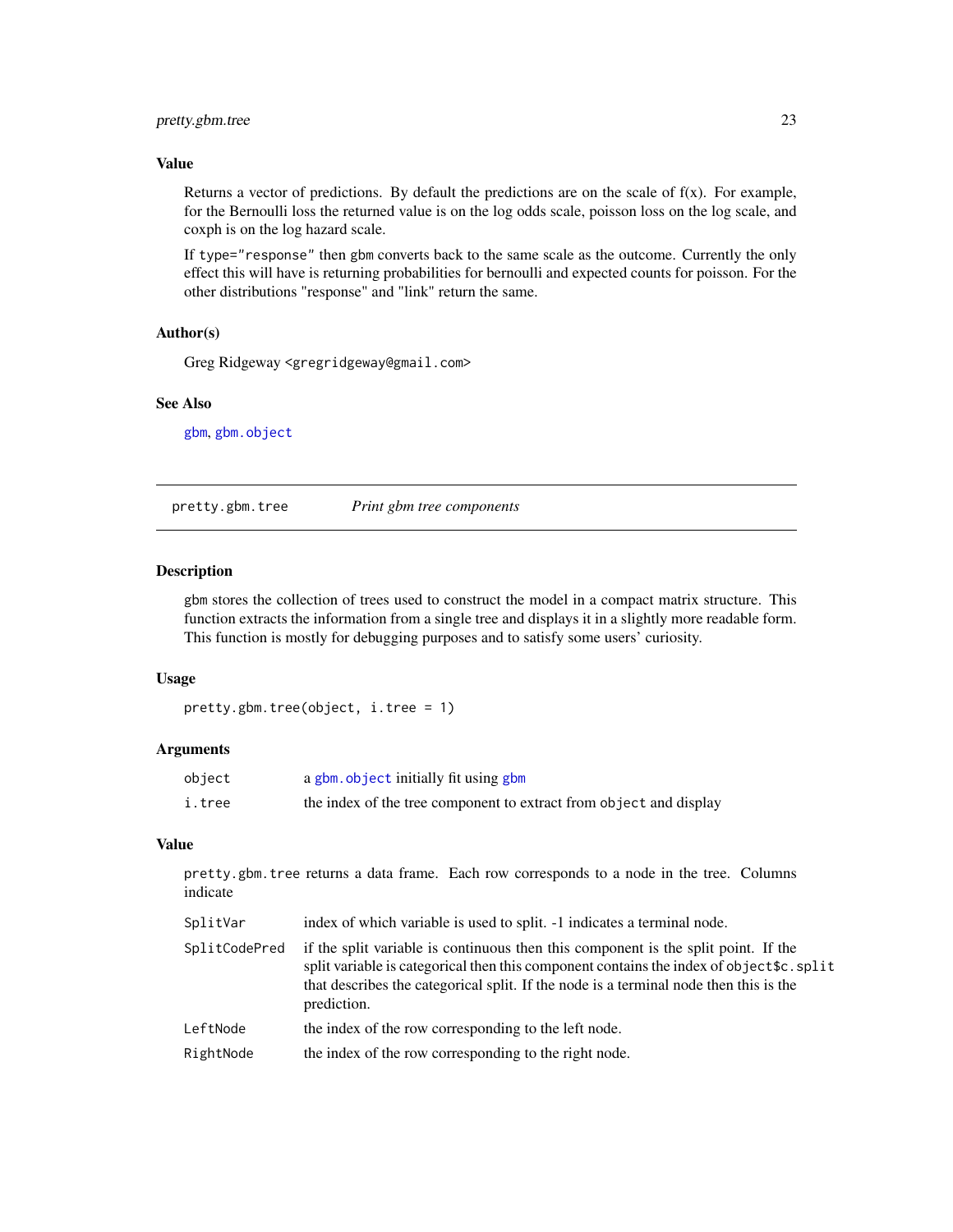### Value

Returns a vector of predictions. By default the predictions are on the scale of f(x). For example, for the Bernoulli loss the returned value is on the log odds scale, poisson loss on the log scale, and coxph is on the log hazard scale.

If `type="response"` then gbm converts back to the same scale as the outcome. Currently the only effect this will have is returning probabilities for bernoulli and expected counts for poisson. For the other distributions "response" and "link" return the same.

### Author(s)

Greg Ridgeway <gregridgeway@gmail.com>

### See Also

gbm, gbm.object

---

## pretty.gbm.tree *Print gbm tree components*

### Description

gbm stores the collection of trees used to construct the model in a compact matrix structure. This function extracts the information from a single tree and displays it in a slightly more readable form. This function is mostly for debugging purposes and to satisfy some users' curiosity.

### Usage

```
pretty.gbm.tree(object, i.tree = 1)
```

### Arguments

| | |
|---|---|
| `object` | a gbm.object initially fit using gbm |
| `i.tree` | the index of the tree component to extract from `object` and display |

### Value

`pretty.gbm.tree` returns a data frame. Each row corresponds to a node in the tree. Columns indicate

| | |
|---|---|
| `SplitVar` | index of which variable is used to split. -1 indicates a terminal node. |
| `SplitCodePred` | if the split variable is continuous then this component is the split point. If the split variable is categorical then this component contains the index of `object$c.split` that describes the categorical split. If the node is a terminal node then this is the prediction. |
| `LeftNode` | the index of the row corresponding to the left node. |
| `RightNode` | the index of the row corresponding to the right node. |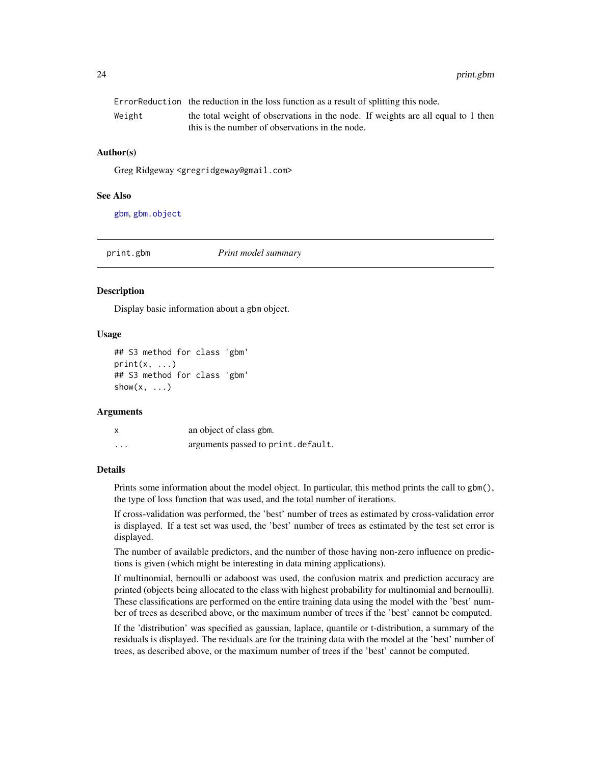| | |
|---|---|
| `ErrorReduction` | the reduction in the loss function as a result of splitting this node. |
| `Weight` | the total weight of observations in the node. If weights are all equal to 1 then this is the number of observations in the node. |

### Author(s)

Greg Ridgeway <gregridgeway@gmail.com>

### See Also

`gbm`, `gbm.object`

---

## print.gbm *Print model summary*

---

### Description

Display basic information about a gbm object.

### Usage

```
## S3 method for class 'gbm'
print(x, ...)
## S3 method for class 'gbm'
show(x, ...)
```

### Arguments

| | |
|---|---|
| `x` | an object of class gbm. |
| `...` | arguments passed to `print.default`. |

### Details

Prints some information about the model object. In particular, this method prints the call to `gbm()`, the type of loss function that was used, and the total number of iterations.

If cross-validation was performed, the 'best' number of trees as estimated by cross-validation error is displayed. If a test set was used, the 'best' number of trees as estimated by the test set error is displayed.

The number of available predictors, and the number of those having non-zero influence on predictions is given (which might be interesting in data mining applications).

If multinomial, bernoulli or adaboost was used, the confusion matrix and prediction accuracy are printed (objects being allocated to the class with highest probability for multinomial and bernoulli). These classifications are performed on the entire training data using the model with the 'best' number of trees as described above, or the maximum number of trees if the 'best' cannot be computed.

If the 'distribution' was specified as gaussian, laplace, quantile or t-distribution, a summary of the residuals is displayed. The residuals are for the training data with the model at the 'best' number of trees, as described above, or the maximum number of trees if the 'best' cannot be computed.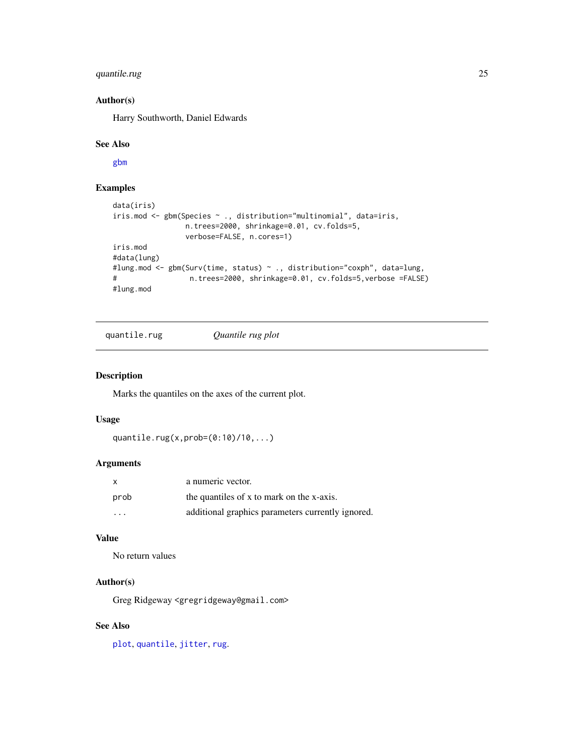### Author(s)

Harry Southworth, Daniel Edwards

### See Also

gbm

### Examples

```
data(iris)
iris.mod <- gbm(Species ~ ., distribution="multinomial", data=iris,
                 n.trees=2000, shrinkage=0.01, cv.folds=5,
                 verbose=FALSE, n.cores=1)
iris.mod
#data(lung)
#lung.mod <- gbm(Surv(time, status) ~ ., distribution="coxph", data=lung,
#                 n.trees=2000, shrinkage=0.01, cv.folds=5,verbose =FALSE)
#lung.mod
```

---

## quantile.rug — *Quantile rug plot*

### Description

Marks the quantiles on the axes of the current plot.

### Usage

```
quantile.rug(x,prob=(0:10)/10,...)
```

### Arguments

| | |
|---|---|
| x | a numeric vector. |
| prob | the quantiles of x to mark on the x-axis. |
| ... | additional graphics parameters currently ignored. |

### Value

No return values

### Author(s)

Greg Ridgeway <gregridgeway@gmail.com>

### See Also

plot, quantile, jitter, rug.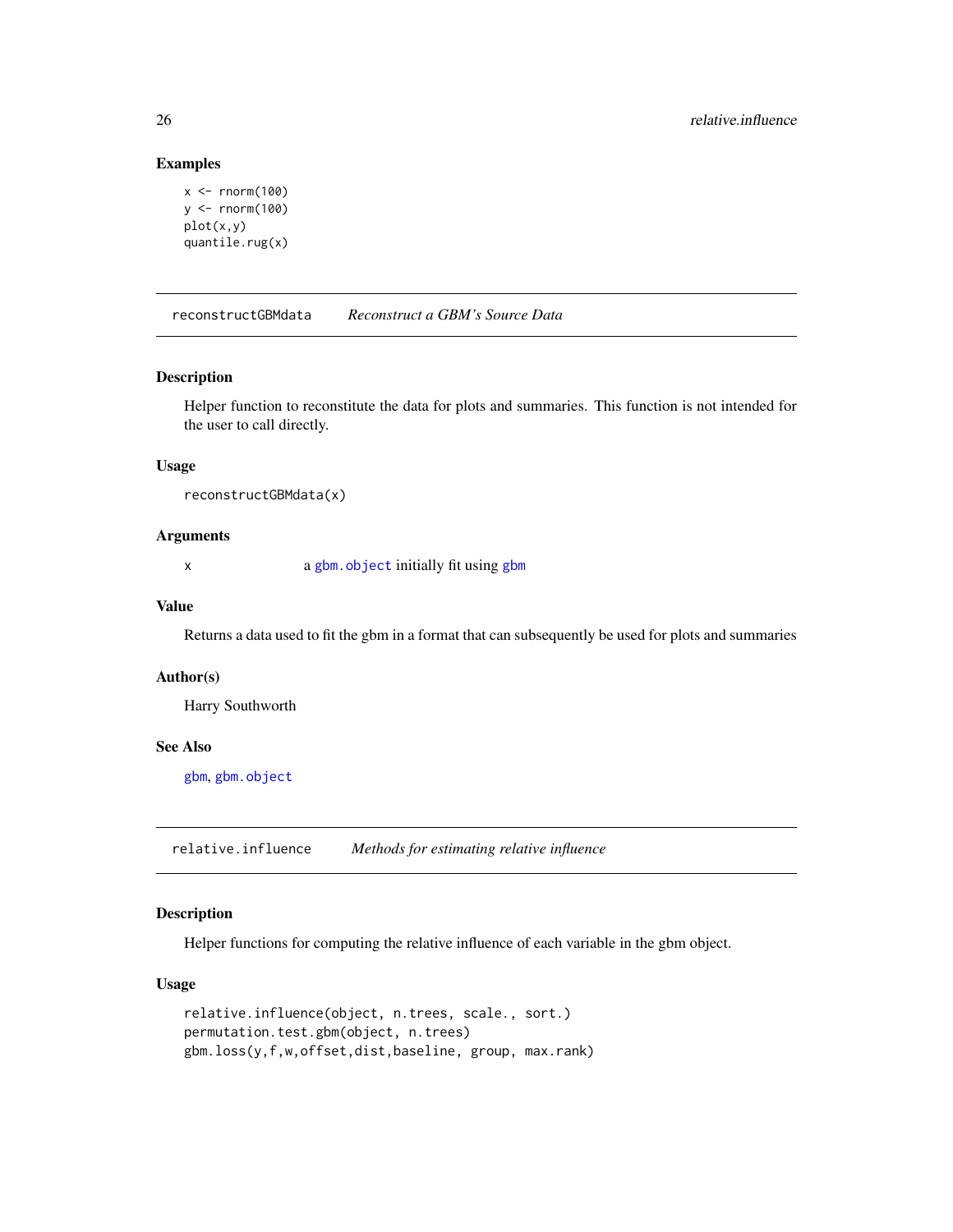### Examples

```
x <- rnorm(100)
y <- rnorm(100)
plot(x,y)
quantile.rug(x)
```

---

## reconstructGBMdata — *Reconstruct a GBM's Source Data*

### Description

Helper function to reconstitute the data for plots and summaries. This function is not intended for the user to call directly.

### Usage

```
reconstructGBMdata(x)
```

### Arguments

| | |
|---|---|
| x | a `gbm.object` initially fit using `gbm` |

### Value

Returns a data used to fit the gbm in a format that can subsequently be used for plots and summaries

### Author(s)

Harry Southworth

### See Also

`gbm`, `gbm.object`

---

## relative.influence — *Methods for estimating relative influence*

### Description

Helper functions for computing the relative influence of each variable in the gbm object.

### Usage

```
relative.influence(object, n.trees, scale., sort.)
permutation.test.gbm(object, n.trees)
gbm.loss(y,f,w,offset,dist,baseline, group, max.rank)
```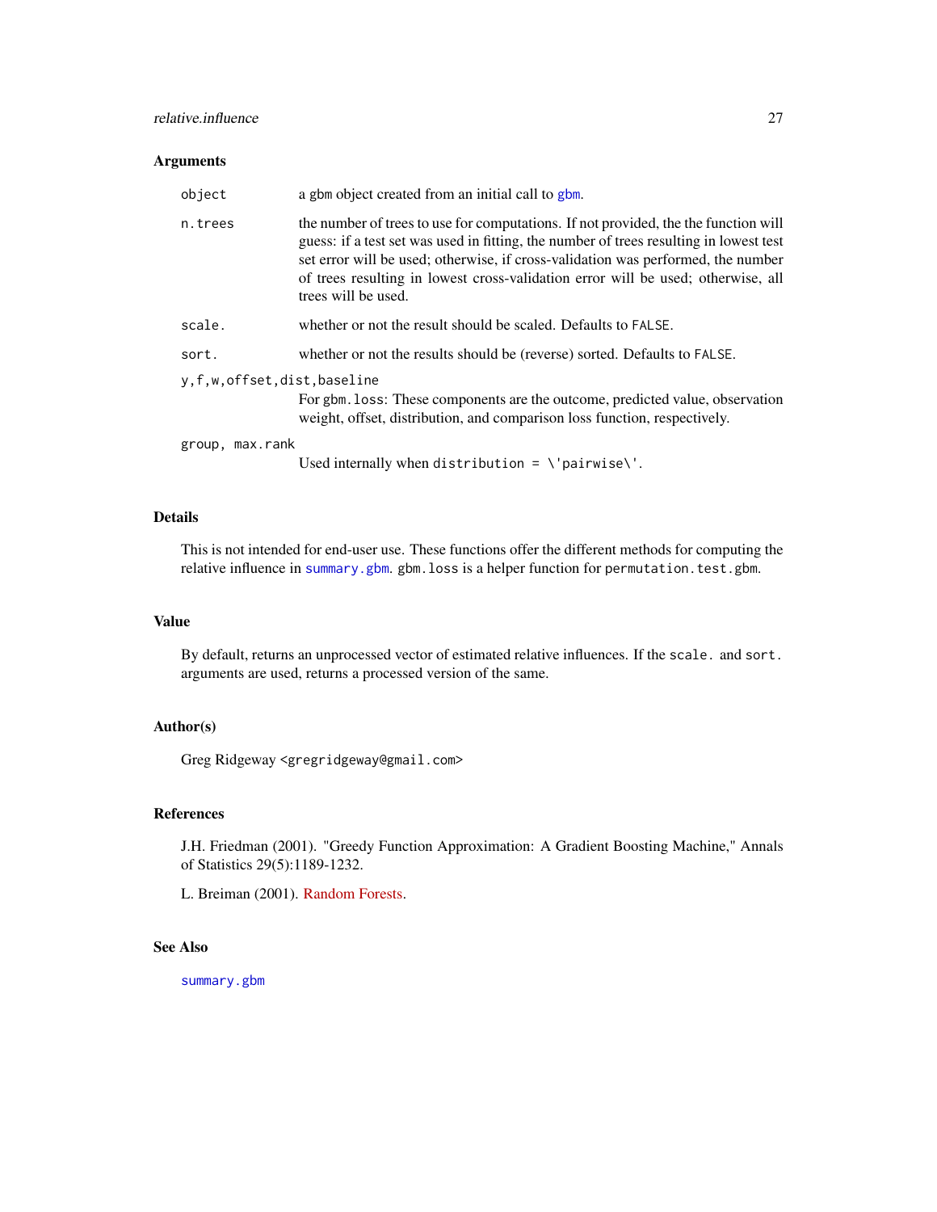## Arguments

| | |
|---|---|
| `object` | a gbm object created from an initial call to `gbm`. |
| `n.trees` | the number of trees to use for computations. If not provided, the the function will guess: if a test set was used in fitting, the number of trees resulting in lowest test set error will be used; otherwise, if cross-validation was performed, the number of trees resulting in lowest cross-validation error will be used; otherwise, all trees will be used. |
| `scale.` | whether or not the result should be scaled. Defaults to `FALSE`. |
| `sort.` | whether or not the results should be (reverse) sorted. Defaults to `FALSE`. |
| `y,f,w,offset,dist,baseline` | For `gbm.loss`: These components are the outcome, predicted value, observation weight, offset, distribution, and comparison loss function, respectively. |
| `group, max.rank` | Used internally when `distribution = \'pairwise\'`. |

## Details

This is not intended for end-user use. These functions offer the different methods for computing the relative influence in `summary.gbm`. `gbm.loss` is a helper function for `permutation.test.gbm`.

## Value

By default, returns an unprocessed vector of estimated relative influences. If the `scale.` and `sort.` arguments are used, returns a processed version of the same.

## Author(s)

Greg Ridgeway <gregridgeway@gmail.com>

## References

J.H. Friedman (2001). "Greedy Function Approximation: A Gradient Boosting Machine," Annals of Statistics 29(5):1189-1232.

L. Breiman (2001). Random Forests.

## See Also

`summary.gbm`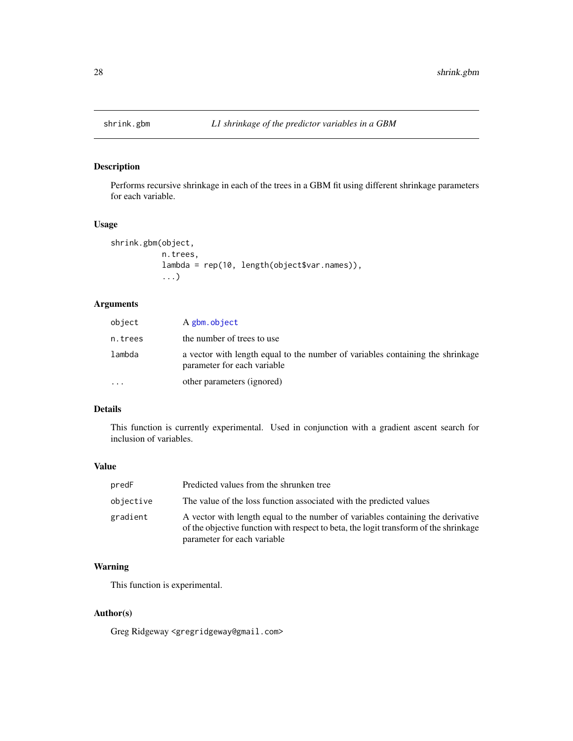## shrink.gbm *L1 shrinkage of the predictor variables in a GBM*

### Description

Performs recursive shrinkage in each of the trees in a GBM fit using different shrinkage parameters for each variable.

### Usage

```
shrink.gbm(object,
           n.trees,
           lambda = rep(10, length(object$var.names)),
           ...)
```

### Arguments

| | |
|---|---|
| object | A gbm.object |
| n.trees | the number of trees to use |
| lambda | a vector with length equal to the number of variables containing the shrinkage parameter for each variable |
| ... | other parameters (ignored) |

### Details

This function is currently experimental. Used in conjunction with a gradient ascent search for inclusion of variables.

### Value

| | |
|---|---|
| predF | Predicted values from the shrunken tree |
| objective | The value of the loss function associated with the predicted values |
| gradient | A vector with length equal to the number of variables containing the derivative of the objective function with respect to beta, the logit transform of the shrinkage parameter for each variable |

### Warning

This function is experimental.

### Author(s)

Greg Ridgeway <gregridgeway@gmail.com>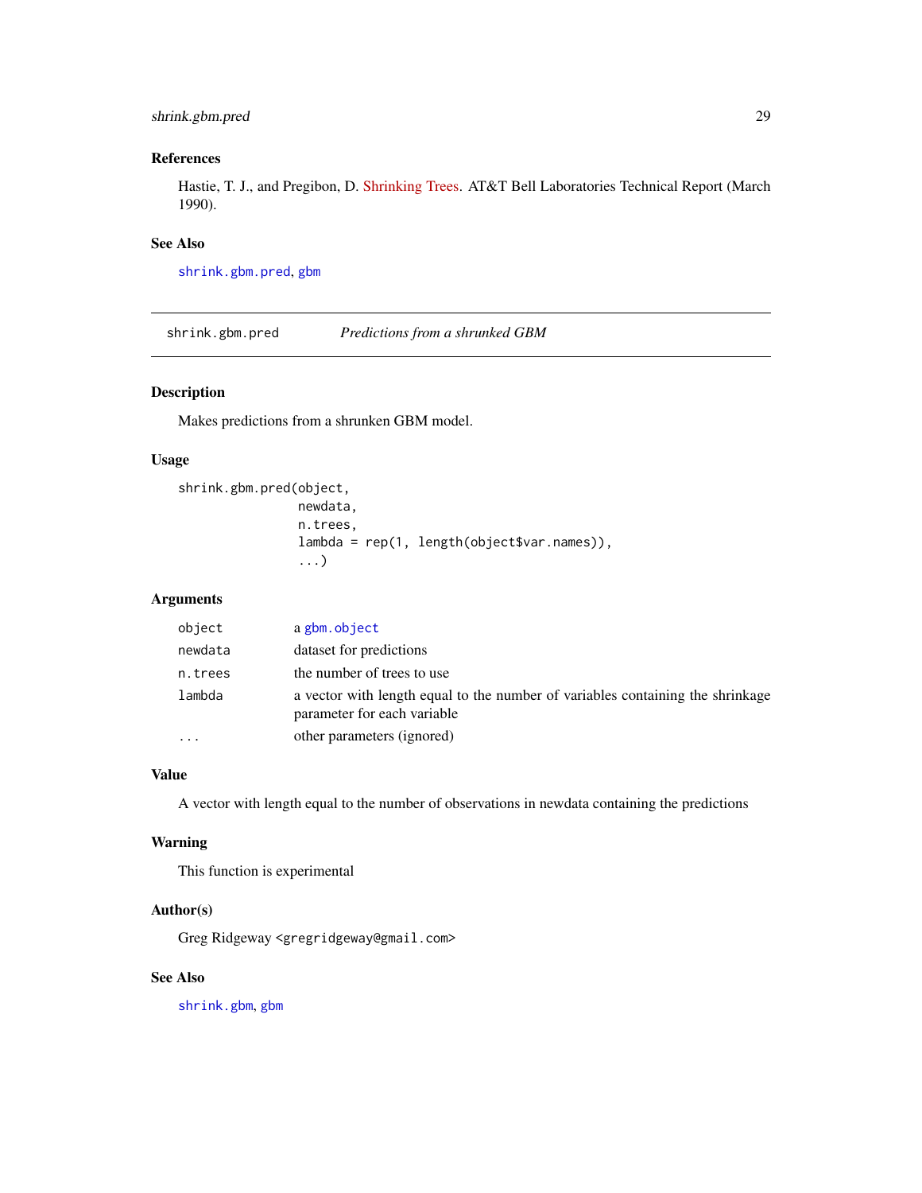### References

Hastie, T. J., and Pregibon, D. Shrinking Trees. AT&T Bell Laboratories Technical Report (March 1990).

### See Also

shrink.gbm.pred, gbm

---

## shrink.gbm.pred — *Predictions from a shrunked GBM*

### Description

Makes predictions from a shrunken GBM model.

### Usage

```
shrink.gbm.pred(object,
                newdata,
                n.trees,
                lambda = rep(1, length(object$var.names)),
                ...)
```

### Arguments

| | |
|---|---|
| object | a gbm.object |
| newdata | dataset for predictions |
| n.trees | the number of trees to use |
| lambda | a vector with length equal to the number of variables containing the shrinkage parameter for each variable |
| ... | other parameters (ignored) |

### Value

A vector with length equal to the number of observations in newdata containing the predictions

### Warning

This function is experimental

### Author(s)

Greg Ridgeway <gregridgeway@gmail.com>

### See Also

shrink.gbm, gbm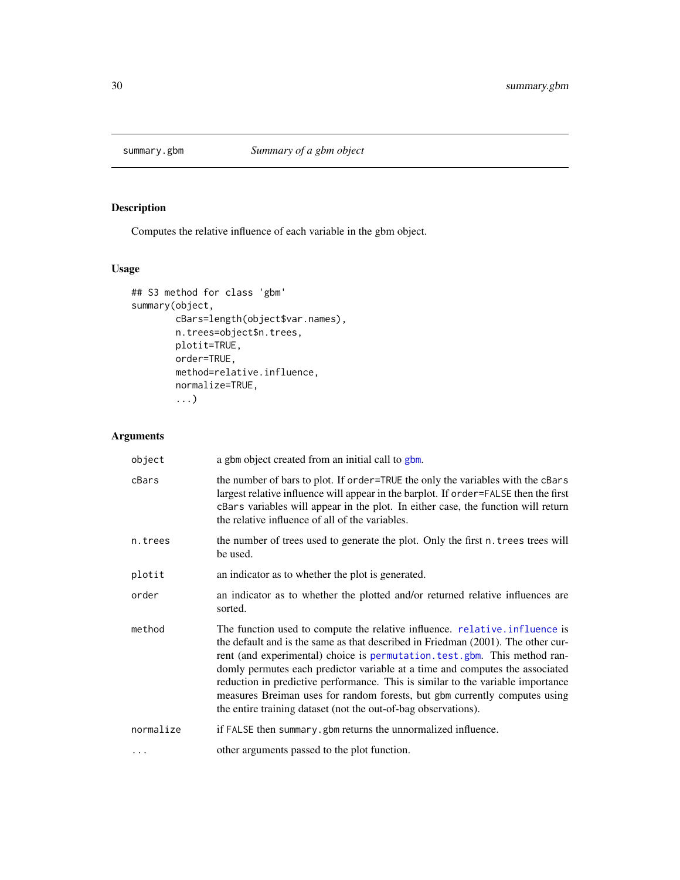## summary.gbm — *Summary of a gbm object*

### Description

Computes the relative influence of each variable in the gbm object.

### Usage

```
## S3 method for class 'gbm'
summary(object,
        cBars=length(object$var.names),
        n.trees=object$n.trees,
        plotit=TRUE,
        order=TRUE,
        method=relative.influence,
        normalize=TRUE,
        ...)
```

### Arguments

| | |
|---|---|
| `object` | a gbm object created from an initial call to `gbm`. |
| `cBars` | the number of bars to plot. If `order=TRUE` the only the variables with the `cBars` largest relative influence will appear in the barplot. If `order=FALSE` then the first `cBars` variables will appear in the plot. In either case, the function will return the relative influence of all of the variables. |
| `n.trees` | the number of trees used to generate the plot. Only the first `n.trees` trees will be used. |
| `plotit` | an indicator as to whether the plot is generated. |
| `order` | an indicator as to whether the plotted and/or returned relative influences are sorted. |
| `method` | The function used to compute the relative influence. `relative.influence` is the default and is the same as that described in Friedman (2001). The other current (and experimental) choice is `permutation.test.gbm`. This method randomly permutes each predictor variable at a time and computes the associated reduction in predictive performance. This is similar to the variable importance measures Breiman uses for random forests, but `gbm` currently computes using the entire training dataset (not the out-of-bag observations). |
| `normalize` | if `FALSE` then `summary.gbm` returns the unnormalized influence. |
| `...` | other arguments passed to the plot function. |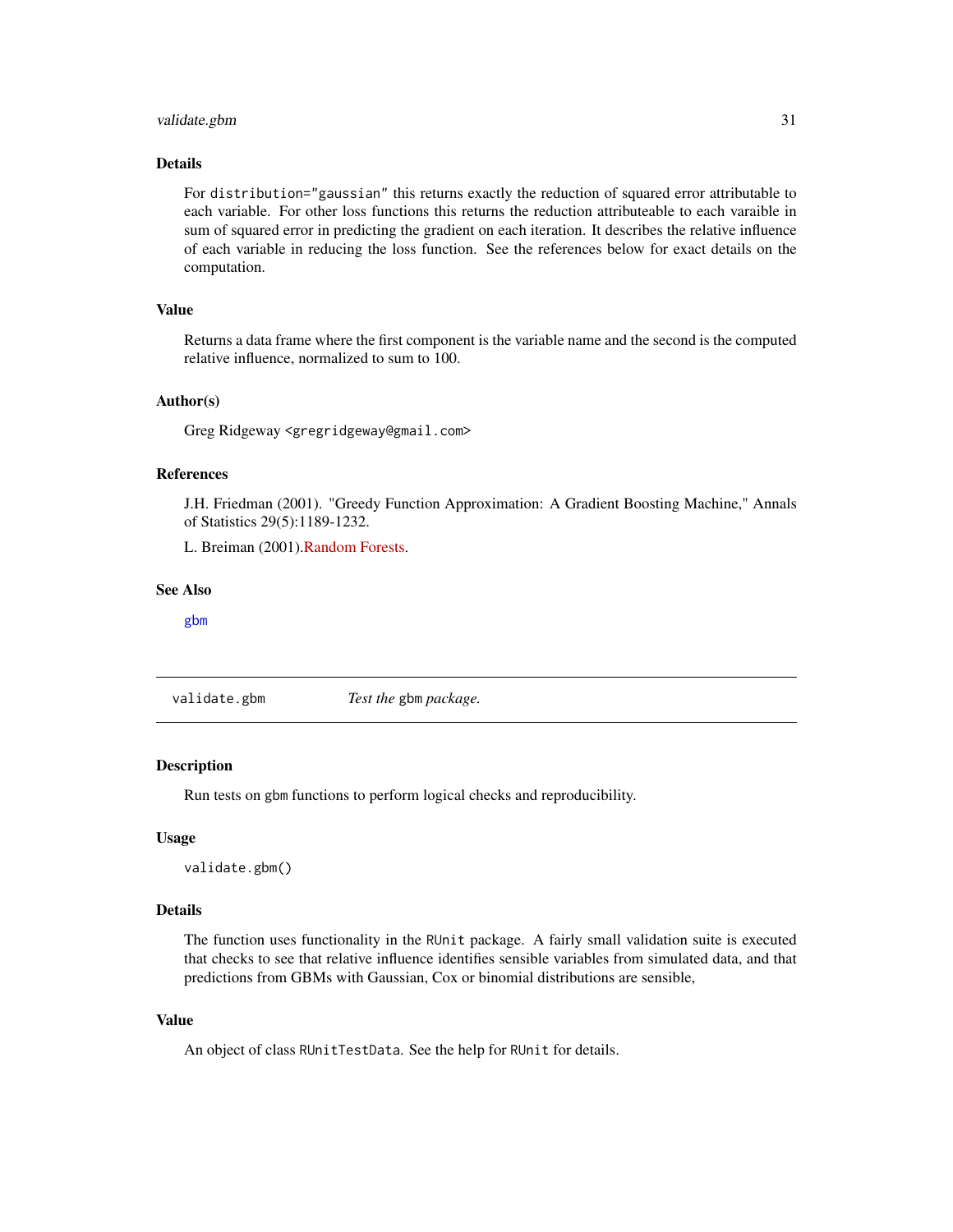### Details

For `distribution="gaussian"` this returns exactly the reduction of squared error attributable to each variable. For other loss functions this returns the reduction attributeable to each varaible in sum of squared error in predicting the gradient on each iteration. It describes the relative influence of each variable in reducing the loss function. See the references below for exact details on the computation.

### Value

Returns a data frame where the first component is the variable name and the second is the computed relative influence, normalized to sum to 100.

### Author(s)

Greg Ridgeway <gregridgeway@gmail.com>

### References

J.H. Friedman (2001). "Greedy Function Approximation: A Gradient Boosting Machine," Annals of Statistics 29(5):1189-1232.

L. Breiman (2001).Random Forests.

### See Also

`gbm`

---

## validate.gbm — *Test the* `gbm` *package.*

### Description

Run tests on `gbm` functions to perform logical checks and reproducibility.

### Usage

```
validate.gbm()
```

### Details

The function uses functionality in the `RUnit` package. A fairly small validation suite is executed that checks to see that relative influence identifies sensible variables from simulated data, and that predictions from GBMs with Gaussian, Cox or binomial distributions are sensible,

### Value

An object of class `RUnitTestData`. See the help for `RUnit` for details.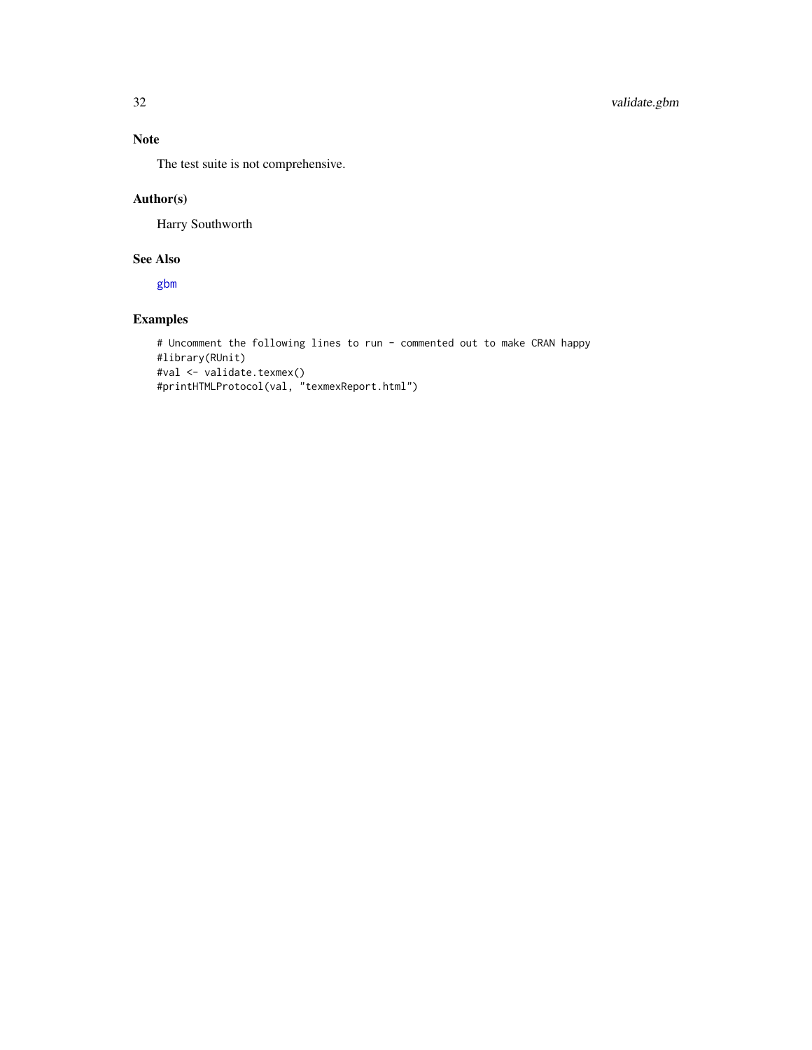## Note

The test suite is not comprehensive.

## Author(s)

Harry Southworth

## See Also

gbm

## Examples

```
# Uncomment the following lines to run - commented out to make CRAN happy
#library(RUnit)
#val <- validate.texmex()
#printHTMLProtocol(val, "texmexReport.html")
```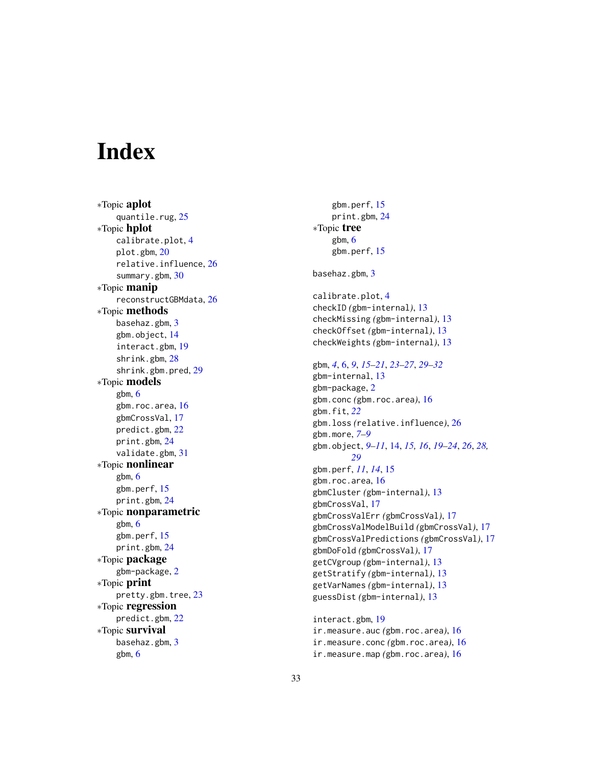# Index

∗Topic **aplot**
- quantile.rug, 25

∗Topic **hplot**
- calibrate.plot, 4
- plot.gbm, 20
- relative.influence, 26
- summary.gbm, 30

∗Topic **manip**
- reconstructGBMdata, 26

∗Topic **methods**
- basehaz.gbm, 3
- gbm.object, 14
- interact.gbm, 19
- shrink.gbm, 28
- shrink.gbm.pred, 29

∗Topic **models**
- gbm, 6
- gbm.roc.area, 16
- gbmCrossVal, 17
- predict.gbm, 22
- print.gbm, 24
- validate.gbm, 31

∗Topic **nonlinear**
- gbm, 6
- gbm.perf, 15
- print.gbm, 24

∗Topic **nonparametric**
- gbm, 6
- gbm.perf, 15
- print.gbm, 24

∗Topic **package**
- gbm-package, 2

∗Topic **print**
- pretty.gbm.tree, 23

∗Topic **regression**
- predict.gbm, 22

∗Topic **survival**
- basehaz.gbm, 3
- gbm, 6
- gbm.perf, 15
- print.gbm, 24

∗Topic **tree**
- gbm, 6
- gbm.perf, 15

basehaz.gbm, 3

calibrate.plot, 4
checkID *(gbm-internal)*, 13
checkMissing *(gbm-internal)*, 13
checkOffset *(gbm-internal)*, 13
checkWeights *(gbm-internal)*, 13

gbm, *4*, 6, *9*, *15–21*, *23–27*, *29–32*
gbm-internal, 13
gbm-package, 2
gbm.conc *(gbm.roc.area)*, 16
gbm.fit, *22*
gbm.loss *(relative.influence)*, 26
gbm.more, *7–9*
gbm.object, *9–11*, 14, *15, 16*, *19–24*, *26*, *28, 29*
gbm.perf, *11*, *14*, 15
gbm.roc.area, 16
gbmCluster *(gbm-internal)*, 13
gbmCrossVal, 17
gbmCrossValErr *(gbmCrossVal)*, 17
gbmCrossValModelBuild *(gbmCrossVal)*, 17
gbmCrossValPredictions *(gbmCrossVal)*, 17
gbmDoFold *(gbmCrossVal)*, 17
getCVgroup *(gbm-internal)*, 13
getStratify *(gbm-internal)*, 13
getVarNames *(gbm-internal)*, 13
guessDist *(gbm-internal)*, 13

interact.gbm, 19
ir.measure.auc *(gbm.roc.area)*, 16
ir.measure.conc *(gbm.roc.area)*, 16
ir.measure.map *(gbm.roc.area)*, 16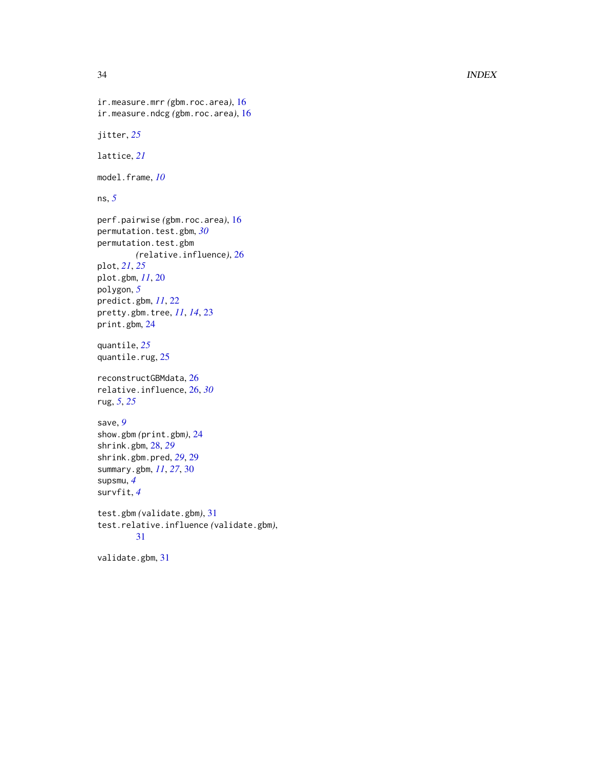ir.measure.mrr *(*gbm.roc.area*)*, 16
ir.measure.ndcg *(*gbm.roc.area*)*, 16

jitter, *25*

lattice, *21*

model.frame, *10*

ns, *5*

perf.pairwise *(*gbm.roc.area*)*, 16
permutation.test.gbm, *30*
permutation.test.gbm
        *(*relative.influence*)*, 26
plot, *21*, *25*
plot.gbm, *11*, 20
polygon, *5*
predict.gbm, *11*, 22
pretty.gbm.tree, *11*, *14*, 23
print.gbm, 24

quantile, *25*
quantile.rug, 25

reconstructGBMdata, 26
relative.influence, 26, *30*
rug, *5*, *25*

save, *9*
show.gbm *(*print.gbm*)*, 24
shrink.gbm, 28, *29*
shrink.gbm.pred, *29*, 29
summary.gbm, *11*, *27*, 30
supsmu, *4*
survfit, *4*

test.gbm *(*validate.gbm*)*, 31
test.relative.influence *(*validate.gbm*)*,
        31

validate.gbm, 31